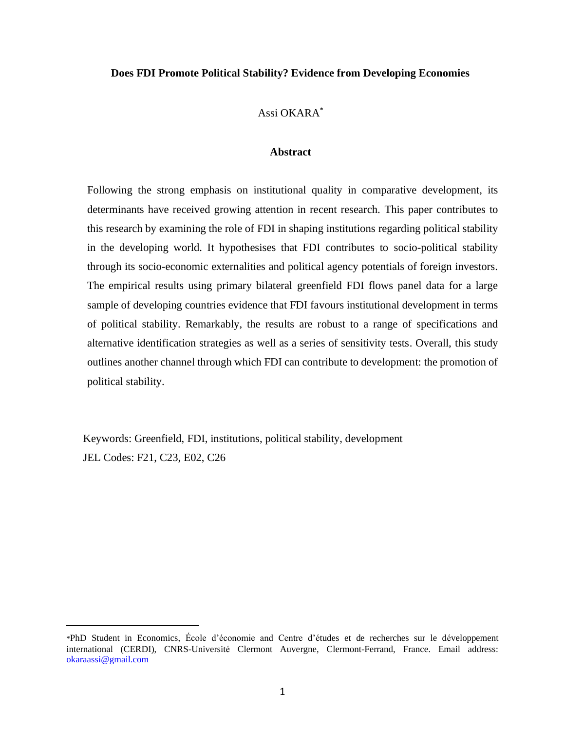# Does FDI Promote Political Stability? Evidence from Developing Economies

Assi OKARA*

## Abstract

Following the strong emphasis on institutional quality in comparative development, its determinants have received growing attention in recent research. This paper contributes to this research by examining the role of FDI in shaping institutions regarding political stability in the developing world. It hypothesises that FDI contributes to socio-political stability through its socio-economic externalities and political agency potentials of foreign investors. The empirical results using primary bilateral greenfield FDI flows panel data for a large sample of developing countries evidence that FDI favours institutional development in terms of political stability. Remarkably, the results are robust to a range of specifications and alternative identification strategies as well as a series of sensitivity tests. Overall, this study outlines another channel through which FDI can contribute to development: the promotion of political stability.

Keywords: Greenfield, FDI, institutions, political stability, development

JEL Codes: F21, C23, E02, C26

---

*PhD Student in Economics, École d'économie and Centre d'études et de recherches sur le développement international (CERDI), CNRS-Université Clermont Auvergne, Clermont-Ferrand, France. Email address: okaraassi@gmail.com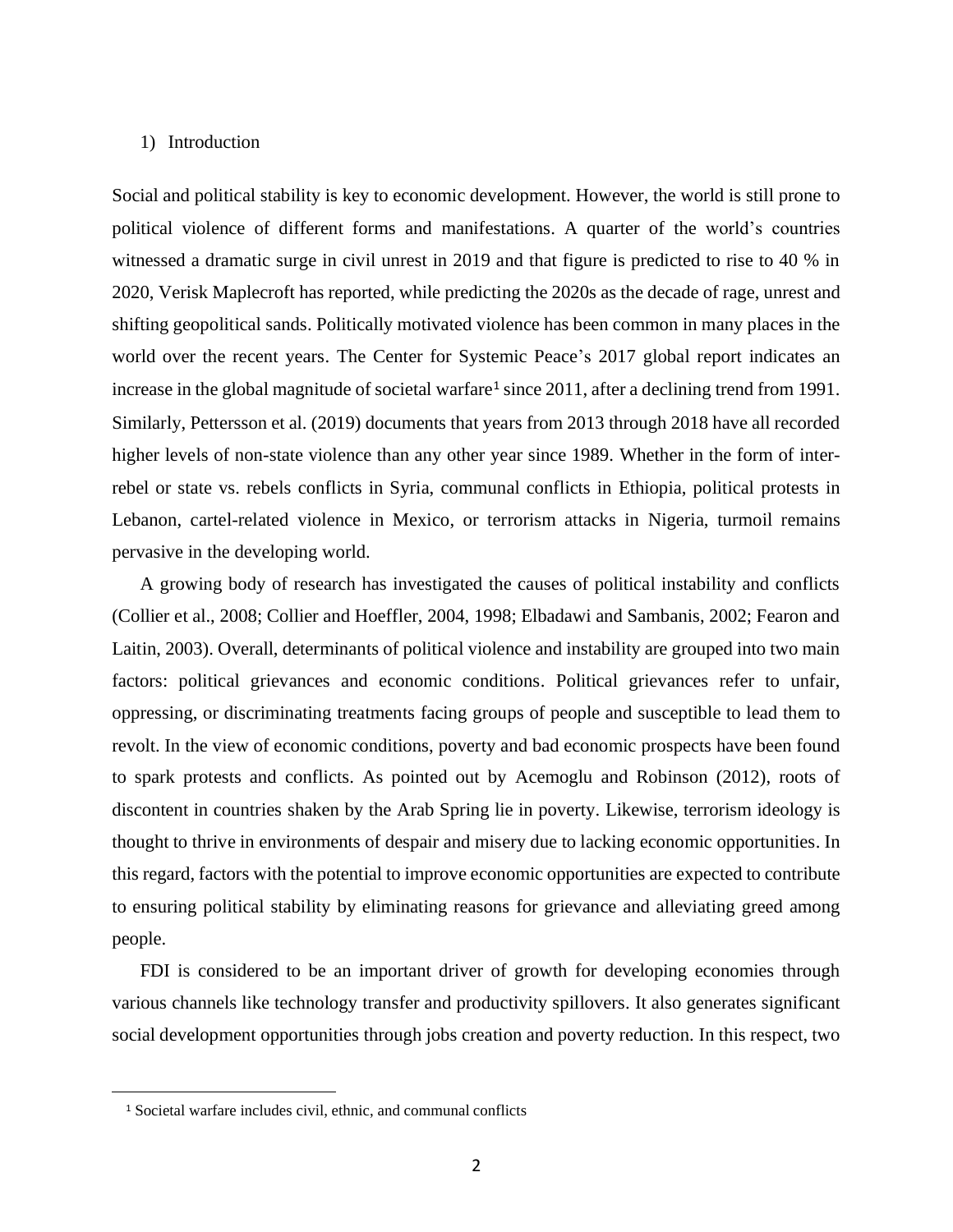## 1) Introduction

Social and political stability is key to economic development. However, the world is still prone to political violence of different forms and manifestations. A quarter of the world's countries witnessed a dramatic surge in civil unrest in 2019 and that figure is predicted to rise to 40 % in 2020, Verisk Maplecroft has reported, while predicting the 2020s as the decade of rage, unrest and shifting geopolitical sands. Politically motivated violence has been common in many places in the world over the recent years. The Center for Systemic Peace's 2017 global report indicates an increase in the global magnitude of societal warfare[1] since 2011, after a declining trend from 1991. Similarly, Pettersson et al. (2019) documents that years from 2013 through 2018 have all recorded higher levels of non-state violence than any other year since 1989. Whether in the form of inter-rebel or state vs. rebels conflicts in Syria, communal conflicts in Ethiopia, political protests in Lebanon, cartel-related violence in Mexico, or terrorism attacks in Nigeria, turmoil remains pervasive in the developing world.

A growing body of research has investigated the causes of political instability and conflicts (Collier et al., 2008; Collier and Hoeffler, 2004, 1998; Elbadawi and Sambanis, 2002; Fearon and Laitin, 2003). Overall, determinants of political violence and instability are grouped into two main factors: political grievances and economic conditions. Political grievances refer to unfair, oppressing, or discriminating treatments facing groups of people and susceptible to lead them to revolt. In the view of economic conditions, poverty and bad economic prospects have been found to spark protests and conflicts. As pointed out by Acemoglu and Robinson (2012), roots of discontent in countries shaken by the Arab Spring lie in poverty. Likewise, terrorism ideology is thought to thrive in environments of despair and misery due to lacking economic opportunities. In this regard, factors with the potential to improve economic opportunities are expected to contribute to ensuring political stability by eliminating reasons for grievance and alleviating greed among people.

FDI is considered to be an important driver of growth for developing economies through various channels like technology transfer and productivity spillovers. It also generates significant social development opportunities through jobs creation and poverty reduction. In this respect, two

[1] Societal warfare includes civil, ethnic, and communal conflicts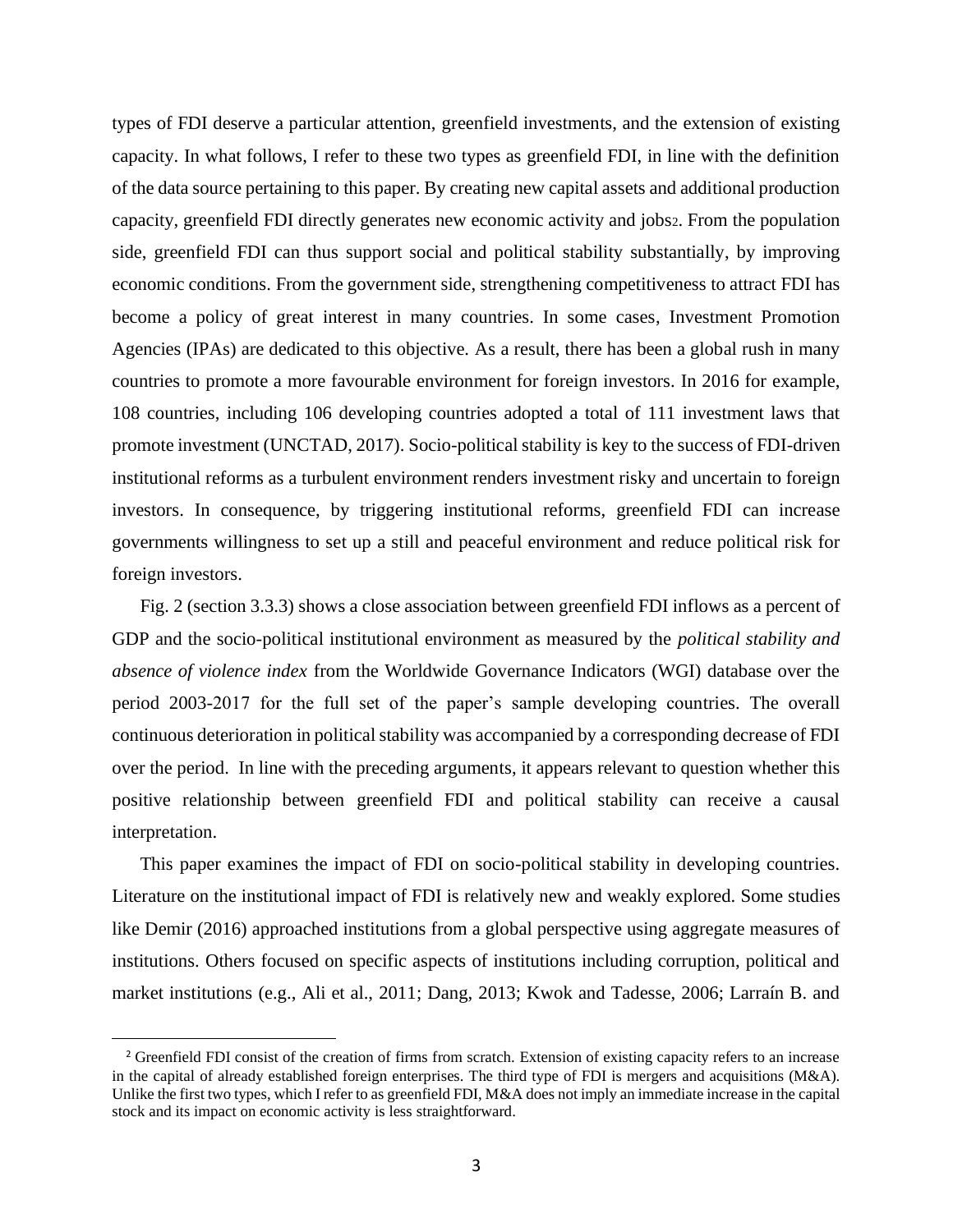types of FDI deserve a particular attention, greenfield investments, and the extension of existing capacity. In what follows, I refer to these two types as greenfield FDI, in line with the definition of the data source pertaining to this paper. By creating new capital assets and additional production capacity, greenfield FDI directly generates new economic activity and jobs[2]. From the population side, greenfield FDI can thus support social and political stability substantially, by improving economic conditions. From the government side, strengthening competitiveness to attract FDI has become a policy of great interest in many countries. In some cases, Investment Promotion Agencies (IPAs) are dedicated to this objective. As a result, there has been a global rush in many countries to promote a more favourable environment for foreign investors. In 2016 for example, 108 countries, including 106 developing countries adopted a total of 111 investment laws that promote investment (UNCTAD, 2017). Socio-political stability is key to the success of FDI-driven institutional reforms as a turbulent environment renders investment risky and uncertain to foreign investors. In consequence, by triggering institutional reforms, greenfield FDI can increase governments willingness to set up a still and peaceful environment and reduce political risk for foreign investors.

Fig. 2 (section 3.3.3) shows a close association between greenfield FDI inflows as a percent of GDP and the socio-political institutional environment as measured by the *political stability and absence of violence index* from the Worldwide Governance Indicators (WGI) database over the period 2003-2017 for the full set of the paper's sample developing countries. The overall continuous deterioration in political stability was accompanied by a corresponding decrease of FDI over the period. In line with the preceding arguments, it appears relevant to question whether this positive relationship between greenfield FDI and political stability can receive a causal interpretation.

This paper examines the impact of FDI on socio-political stability in developing countries. Literature on the institutional impact of FDI is relatively new and weakly explored. Some studies like Demir (2016) approached institutions from a global perspective using aggregate measures of institutions. Others focused on specific aspects of institutions including corruption, political and market institutions (e.g., Ali et al., 2011; Dang, 2013; Kwok and Tadesse, 2006; Larraín B. and

[2] Greenfield FDI consist of the creation of firms from scratch. Extension of existing capacity refers to an increase in the capital of already established foreign enterprises. The third type of FDI is mergers and acquisitions (M&A). Unlike the first two types, which I refer to as greenfield FDI, M&A does not imply an immediate increase in the capital stock and its impact on economic activity is less straightforward.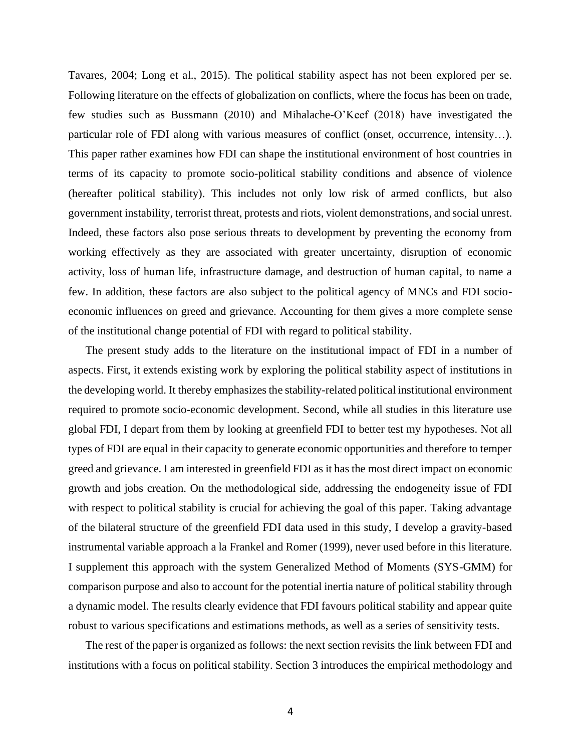Tavares, 2004; Long et al., 2015). The political stability aspect has not been explored per se. Following literature on the effects of globalization on conflicts, where the focus has been on trade, few studies such as Bussmann (2010) and Mihalache-O'Keef (2018) have investigated the particular role of FDI along with various measures of conflict (onset, occurrence, intensity…). This paper rather examines how FDI can shape the institutional environment of host countries in terms of its capacity to promote socio-political stability conditions and absence of violence (hereafter political stability). This includes not only low risk of armed conflicts, but also government instability, terrorist threat, protests and riots, violent demonstrations, and social unrest. Indeed, these factors also pose serious threats to development by preventing the economy from working effectively as they are associated with greater uncertainty, disruption of economic activity, loss of human life, infrastructure damage, and destruction of human capital, to name a few. In addition, these factors are also subject to the political agency of MNCs and FDI socio-economic influences on greed and grievance. Accounting for them gives a more complete sense of the institutional change potential of FDI with regard to political stability.

The present study adds to the literature on the institutional impact of FDI in a number of aspects. First, it extends existing work by exploring the political stability aspect of institutions in the developing world. It thereby emphasizes the stability-related political institutional environment required to promote socio-economic development. Second, while all studies in this literature use global FDI, I depart from them by looking at greenfield FDI to better test my hypotheses. Not all types of FDI are equal in their capacity to generate economic opportunities and therefore to temper greed and grievance. I am interested in greenfield FDI as it has the most direct impact on economic growth and jobs creation. On the methodological side, addressing the endogeneity issue of FDI with respect to political stability is crucial for achieving the goal of this paper. Taking advantage of the bilateral structure of the greenfield FDI data used in this study, I develop a gravity-based instrumental variable approach a la Frankel and Romer (1999), never used before in this literature. I supplement this approach with the system Generalized Method of Moments (SYS-GMM) for comparison purpose and also to account for the potential inertia nature of political stability through a dynamic model. The results clearly evidence that FDI favours political stability and appear quite robust to various specifications and estimations methods, as well as a series of sensitivity tests.

The rest of the paper is organized as follows: the next section revisits the link between FDI and institutions with a focus on political stability. Section 3 introduces the empirical methodology and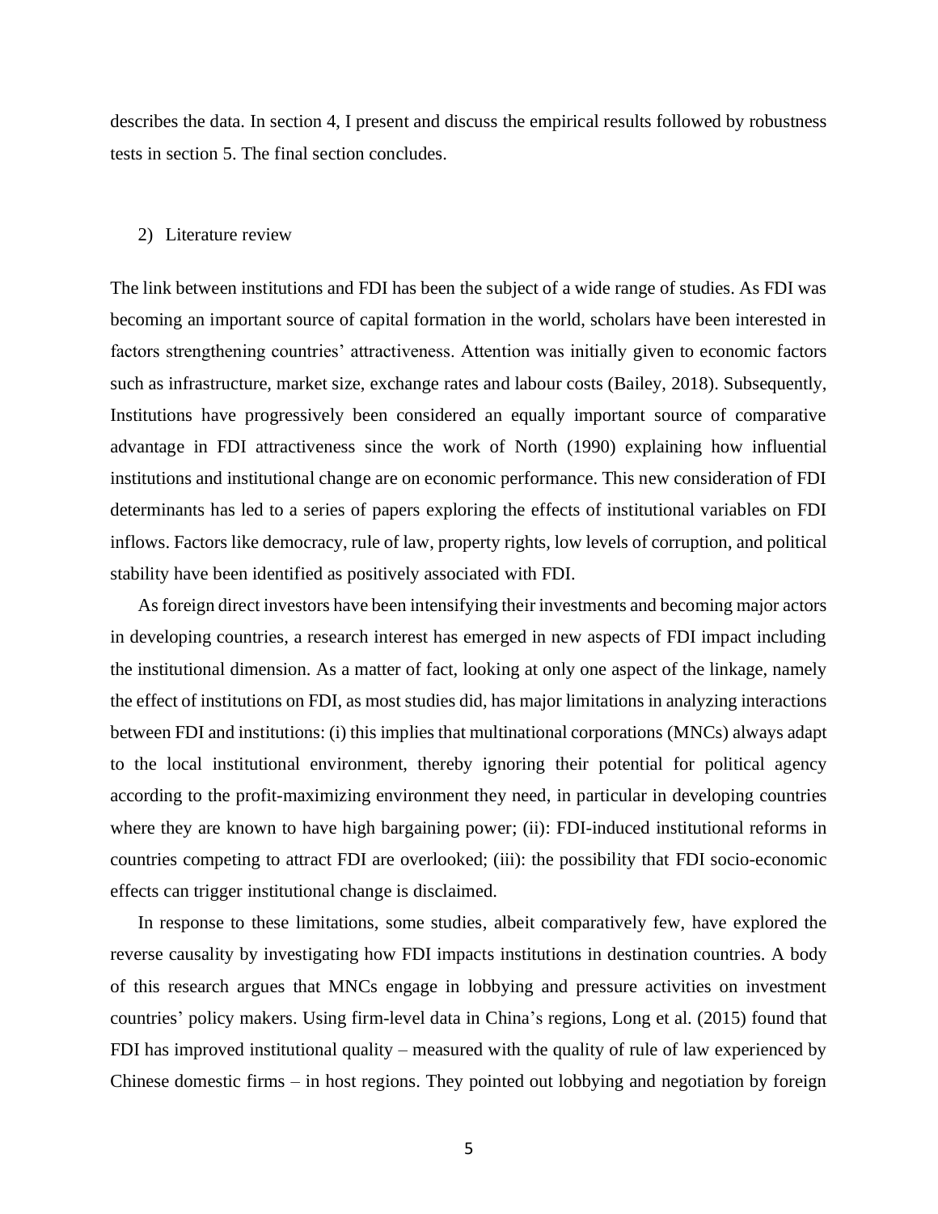describes the data. In section 4, I present and discuss the empirical results followed by robustness tests in section 5. The final section concludes.

## 2) Literature review

The link between institutions and FDI has been the subject of a wide range of studies. As FDI was becoming an important source of capital formation in the world, scholars have been interested in factors strengthening countries' attractiveness. Attention was initially given to economic factors such as infrastructure, market size, exchange rates and labour costs (Bailey, 2018). Subsequently, Institutions have progressively been considered an equally important source of comparative advantage in FDI attractiveness since the work of North (1990) explaining how influential institutions and institutional change are on economic performance. This new consideration of FDI determinants has led to a series of papers exploring the effects of institutional variables on FDI inflows. Factors like democracy, rule of law, property rights, low levels of corruption, and political stability have been identified as positively associated with FDI.

As foreign direct investors have been intensifying their investments and becoming major actors in developing countries, a research interest has emerged in new aspects of FDI impact including the institutional dimension. As a matter of fact, looking at only one aspect of the linkage, namely the effect of institutions on FDI, as most studies did, has major limitations in analyzing interactions between FDI and institutions: (i) this implies that multinational corporations (MNCs) always adapt to the local institutional environment, thereby ignoring their potential for political agency according to the profit-maximizing environment they need, in particular in developing countries where they are known to have high bargaining power; (ii): FDI-induced institutional reforms in countries competing to attract FDI are overlooked; (iii): the possibility that FDI socio-economic effects can trigger institutional change is disclaimed.

In response to these limitations, some studies, albeit comparatively few, have explored the reverse causality by investigating how FDI impacts institutions in destination countries. A body of this research argues that MNCs engage in lobbying and pressure activities on investment countries' policy makers. Using firm-level data in China's regions, Long et al. (2015) found that FDI has improved institutional quality – measured with the quality of rule of law experienced by Chinese domestic firms – in host regions. They pointed out lobbying and negotiation by foreign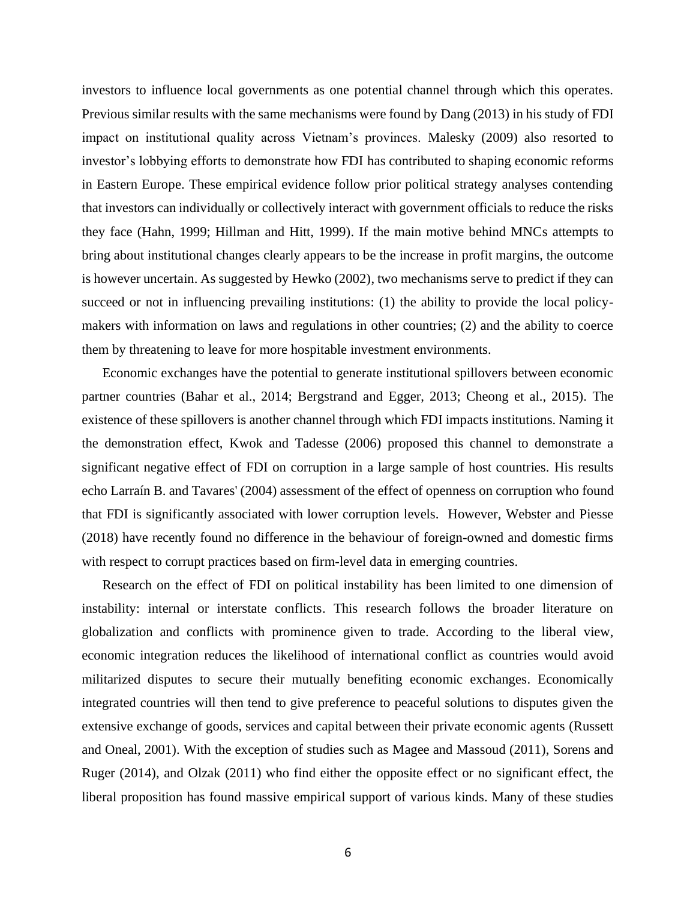investors to influence local governments as one potential channel through which this operates. Previous similar results with the same mechanisms were found by Dang (2013) in his study of FDI impact on institutional quality across Vietnam's provinces. Malesky (2009) also resorted to investor's lobbying efforts to demonstrate how FDI has contributed to shaping economic reforms in Eastern Europe. These empirical evidence follow prior political strategy analyses contending that investors can individually or collectively interact with government officials to reduce the risks they face (Hahn, 1999; Hillman and Hitt, 1999). If the main motive behind MNCs attempts to bring about institutional changes clearly appears to be the increase in profit margins, the outcome is however uncertain. As suggested by Hewko (2002), two mechanisms serve to predict if they can succeed or not in influencing prevailing institutions: (1) the ability to provide the local policy-makers with information on laws and regulations in other countries; (2) and the ability to coerce them by threatening to leave for more hospitable investment environments.

Economic exchanges have the potential to generate institutional spillovers between economic partner countries (Bahar et al., 2014; Bergstrand and Egger, 2013; Cheong et al., 2015). The existence of these spillovers is another channel through which FDI impacts institutions. Naming it the demonstration effect, Kwok and Tadesse (2006) proposed this channel to demonstrate a significant negative effect of FDI on corruption in a large sample of host countries. His results echo Larraín B. and Tavares' (2004) assessment of the effect of openness on corruption who found that FDI is significantly associated with lower corruption levels. However, Webster and Piesse (2018) have recently found no difference in the behaviour of foreign-owned and domestic firms with respect to corrupt practices based on firm-level data in emerging countries.

Research on the effect of FDI on political instability has been limited to one dimension of instability: internal or interstate conflicts. This research follows the broader literature on globalization and conflicts with prominence given to trade. According to the liberal view, economic integration reduces the likelihood of international conflict as countries would avoid militarized disputes to secure their mutually benefiting economic exchanges. Economically integrated countries will then tend to give preference to peaceful solutions to disputes given the extensive exchange of goods, services and capital between their private economic agents (Russett and Oneal, 2001). With the exception of studies such as Magee and Massoud (2011), Sorens and Ruger (2014), and Olzak (2011) who find either the opposite effect or no significant effect, the liberal proposition has found massive empirical support of various kinds. Many of these studies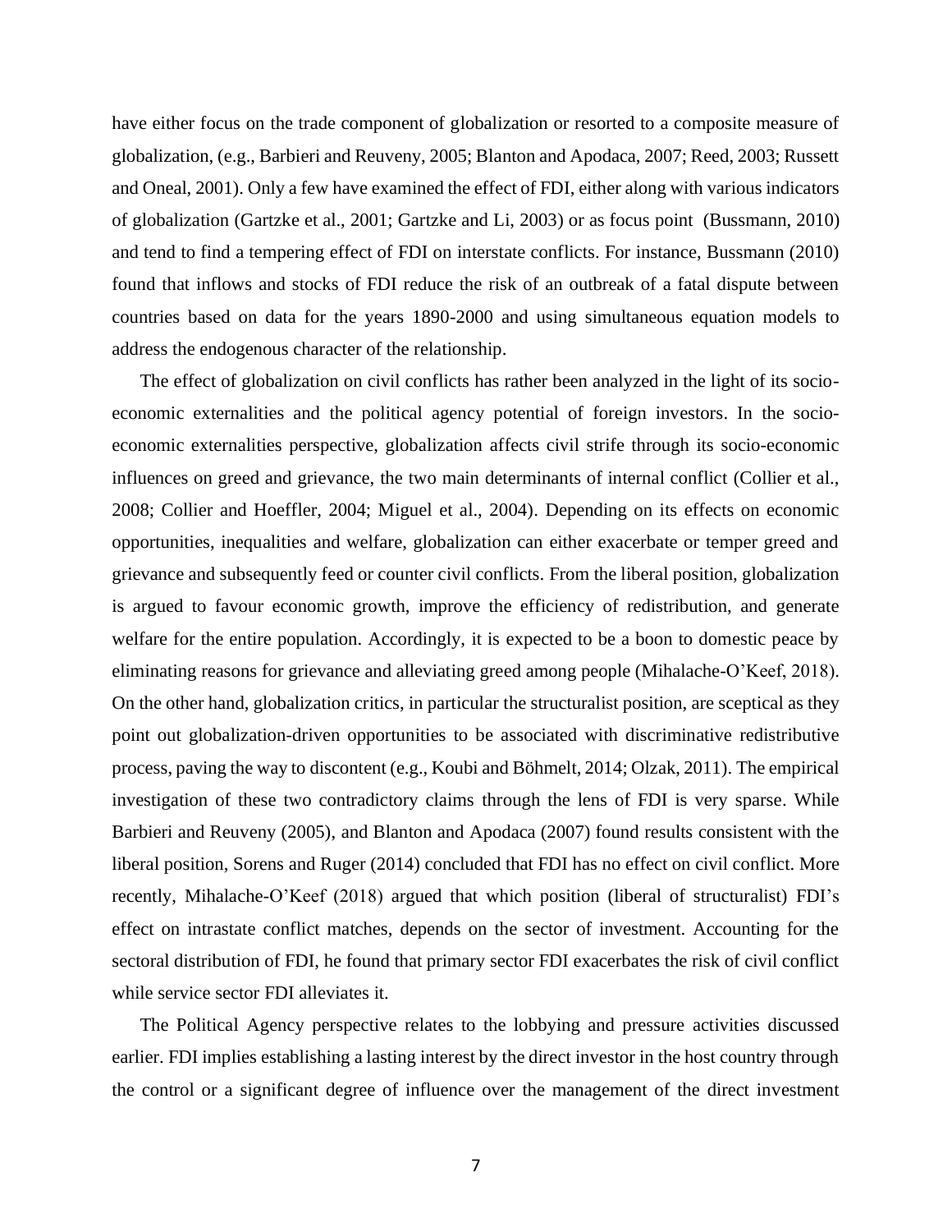have either focus on the trade component of globalization or resorted to a composite measure of globalization, (e.g., Barbieri and Reuveny, 2005; Blanton and Apodaca, 2007; Reed, 2003; Russett and Oneal, 2001). Only a few have examined the effect of FDI, either along with various indicators of globalization (Gartzke et al., 2001; Gartzke and Li, 2003) or as focus point (Bussmann, 2010) and tend to find a tempering effect of FDI on interstate conflicts. For instance, Bussmann (2010) found that inflows and stocks of FDI reduce the risk of an outbreak of a fatal dispute between countries based on data for the years 1890-2000 and using simultaneous equation models to address the endogenous character of the relationship.

The effect of globalization on civil conflicts has rather been analyzed in the light of its socio-economic externalities and the political agency potential of foreign investors. In the socio-economic externalities perspective, globalization affects civil strife through its socio-economic influences on greed and grievance, the two main determinants of internal conflict (Collier et al., 2008; Collier and Hoeffler, 2004; Miguel et al., 2004). Depending on its effects on economic opportunities, inequalities and welfare, globalization can either exacerbate or temper greed and grievance and subsequently feed or counter civil conflicts. From the liberal position, globalization is argued to favour economic growth, improve the efficiency of redistribution, and generate welfare for the entire population. Accordingly, it is expected to be a boon to domestic peace by eliminating reasons for grievance and alleviating greed among people (Mihalache-O'Keef, 2018). On the other hand, globalization critics, in particular the structuralist position, are sceptical as they point out globalization-driven opportunities to be associated with discriminative redistributive process, paving the way to discontent (e.g., Koubi and Böhmelt, 2014; Olzak, 2011). The empirical investigation of these two contradictory claims through the lens of FDI is very sparse. While Barbieri and Reuveny (2005), and Blanton and Apodaca (2007) found results consistent with the liberal position, Sorens and Ruger (2014) concluded that FDI has no effect on civil conflict. More recently, Mihalache-O'Keef (2018) argued that which position (liberal of structuralist) FDI's effect on intrastate conflict matches, depends on the sector of investment. Accounting for the sectoral distribution of FDI, he found that primary sector FDI exacerbates the risk of civil conflict while service sector FDI alleviates it.

The Political Agency perspective relates to the lobbying and pressure activities discussed earlier. FDI implies establishing a lasting interest by the direct investor in the host country through the control or a significant degree of influence over the management of the direct investment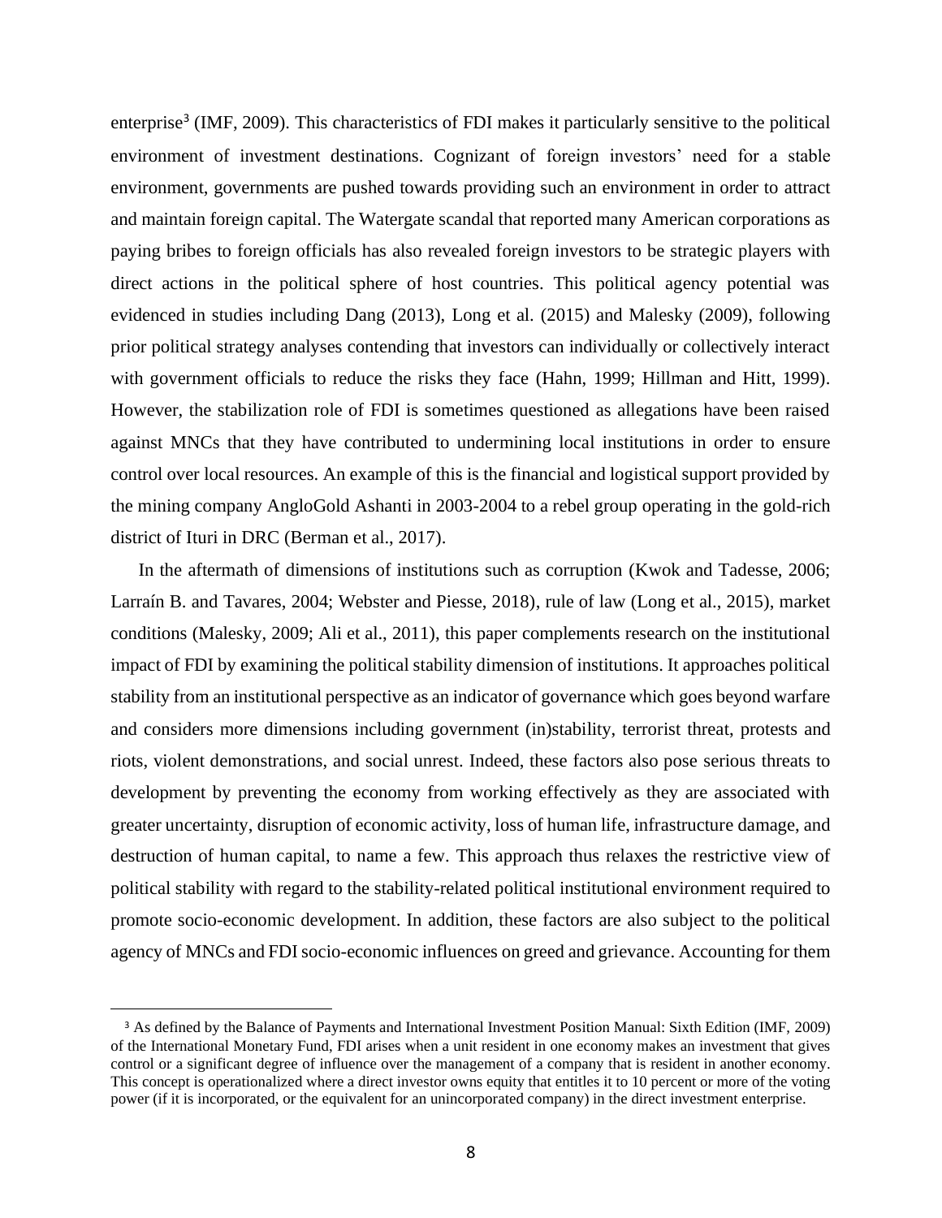enterprise[3] (IMF, 2009). This characteristics of FDI makes it particularly sensitive to the political environment of investment destinations. Cognizant of foreign investors' need for a stable environment, governments are pushed towards providing such an environment in order to attract and maintain foreign capital. The Watergate scandal that reported many American corporations as paying bribes to foreign officials has also revealed foreign investors to be strategic players with direct actions in the political sphere of host countries. This political agency potential was evidenced in studies including Dang (2013), Long et al. (2015) and Malesky (2009), following prior political strategy analyses contending that investors can individually or collectively interact with government officials to reduce the risks they face (Hahn, 1999; Hillman and Hitt, 1999). However, the stabilization role of FDI is sometimes questioned as allegations have been raised against MNCs that they have contributed to undermining local institutions in order to ensure control over local resources. An example of this is the financial and logistical support provided by the mining company AngloGold Ashanti in 2003-2004 to a rebel group operating in the gold-rich district of Ituri in DRC (Berman et al., 2017).

In the aftermath of dimensions of institutions such as corruption (Kwok and Tadesse, 2006; Larraín B. and Tavares, 2004; Webster and Piesse, 2018), rule of law (Long et al., 2015), market conditions (Malesky, 2009; Ali et al., 2011), this paper complements research on the institutional impact of FDI by examining the political stability dimension of institutions. It approaches political stability from an institutional perspective as an indicator of governance which goes beyond warfare and considers more dimensions including government (in)stability, terrorist threat, protests and riots, violent demonstrations, and social unrest. Indeed, these factors also pose serious threats to development by preventing the economy from working effectively as they are associated with greater uncertainty, disruption of economic activity, loss of human life, infrastructure damage, and destruction of human capital, to name a few. This approach thus relaxes the restrictive view of political stability with regard to the stability-related political institutional environment required to promote socio-economic development. In addition, these factors are also subject to the political agency of MNCs and FDI socio-economic influences on greed and grievance. Accounting for them

[3] As defined by the Balance of Payments and International Investment Position Manual: Sixth Edition (IMF, 2009) of the International Monetary Fund, FDI arises when a unit resident in one economy makes an investment that gives control or a significant degree of influence over the management of a company that is resident in another economy. This concept is operationalized where a direct investor owns equity that entitles it to 10 percent or more of the voting power (if it is incorporated, or the equivalent for an unincorporated company) in the direct investment enterprise.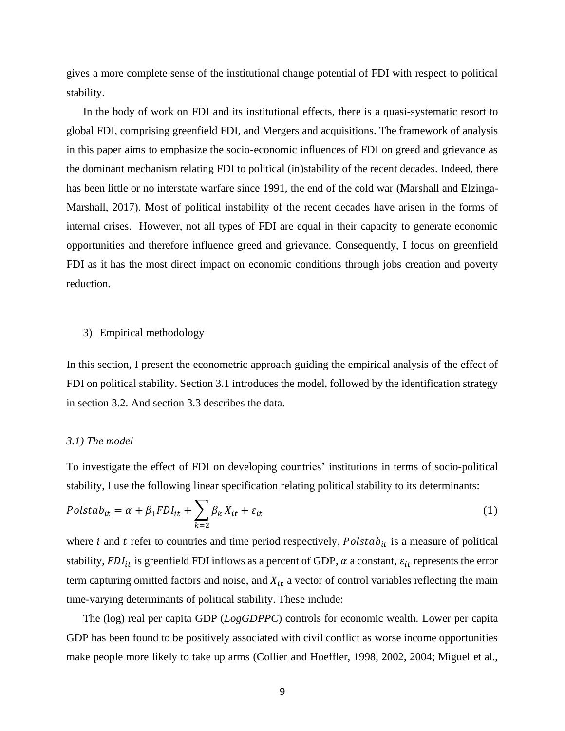gives a more complete sense of the institutional change potential of FDI with respect to political stability.

In the body of work on FDI and its institutional effects, there is a quasi-systematic resort to global FDI, comprising greenfield FDI, and Mergers and acquisitions. The framework of analysis in this paper aims to emphasize the socio-economic influences of FDI on greed and grievance as the dominant mechanism relating FDI to political (in)stability of the recent decades. Indeed, there has been little or no interstate warfare since 1991, the end of the cold war (Marshall and Elzinga-Marshall, 2017). Most of political instability of the recent decades have arisen in the forms of internal crises. However, not all types of FDI are equal in their capacity to generate economic opportunities and therefore influence greed and grievance. Consequently, I focus on greenfield FDI as it has the most direct impact on economic conditions through jobs creation and poverty reduction.

## 3) Empirical methodology

In this section, I present the econometric approach guiding the empirical analysis of the effect of FDI on political stability. Section 3.1 introduces the model, followed by the identification strategy in section 3.2. And section 3.3 describes the data.

### *3.1) The model*

To investigate the effect of FDI on developing countries' institutions in terms of socio-political stability, I use the following linear specification relating political stability to its determinants:

$$Polstab_{it} = \alpha + \beta_1 FDI_{it} + \sum_{k=2} \beta_k X_{it} + \varepsilon_{it} \tag{1}$$

where $i$ and $t$ refer to countries and time period respectively, $Polstab_{it}$ is a measure of political stability, $FDI_{it}$ is greenfield FDI inflows as a percent of GDP, $\alpha$ a constant, $\varepsilon_{it}$ represents the error term capturing omitted factors and noise, and $X_{it}$ a vector of control variables reflecting the main time-varying determinants of political stability. These include:

The (log) real per capita GDP (*LogGDPPC*) controls for economic wealth. Lower per capita GDP has been found to be positively associated with civil conflict as worse income opportunities make people more likely to take up arms (Collier and Hoeffler, 1998, 2002, 2004; Miguel et al.,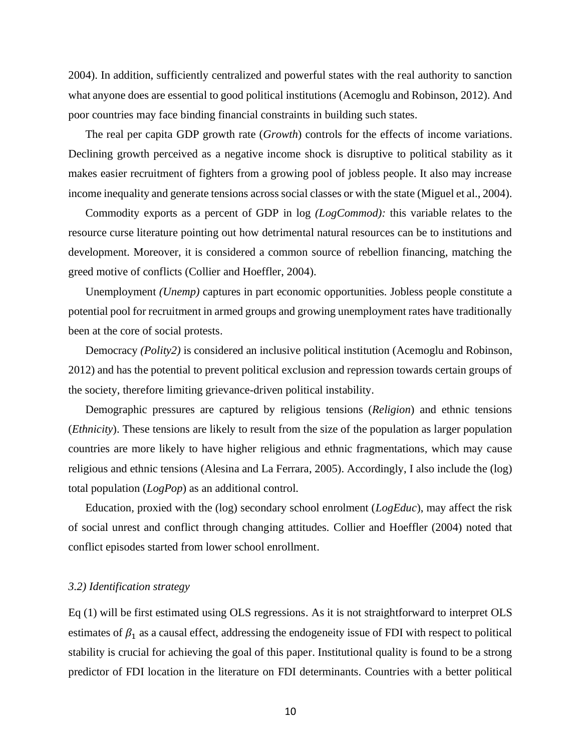2004). In addition, sufficiently centralized and powerful states with the real authority to sanction what anyone does are essential to good political institutions (Acemoglu and Robinson, 2012). And poor countries may face binding financial constraints in building such states.

The real per capita GDP growth rate (*Growth*) controls for the effects of income variations. Declining growth perceived as a negative income shock is disruptive to political stability as it makes easier recruitment of fighters from a growing pool of jobless people. It also may increase income inequality and generate tensions across social classes or with the state (Miguel et al., 2004).

Commodity exports as a percent of GDP in log *(LogCommod):* this variable relates to the resource curse literature pointing out how detrimental natural resources can be to institutions and development. Moreover, it is considered a common source of rebellion financing, matching the greed motive of conflicts (Collier and Hoeffler, 2004).

Unemployment *(Unemp)* captures in part economic opportunities. Jobless people constitute a potential pool for recruitment in armed groups and growing unemployment rates have traditionally been at the core of social protests.

Democracy *(Polity2)* is considered an inclusive political institution (Acemoglu and Robinson, 2012) and has the potential to prevent political exclusion and repression towards certain groups of the society, therefore limiting grievance-driven political instability.

Demographic pressures are captured by religious tensions (*Religion*) and ethnic tensions (*Ethnicity*). These tensions are likely to result from the size of the population as larger population countries are more likely to have higher religious and ethnic fragmentations, which may cause religious and ethnic tensions (Alesina and La Ferrara, 2005). Accordingly, I also include the (log) total population (*LogPop*) as an additional control.

Education, proxied with the (log) secondary school enrolment (*LogEduc*), may affect the risk of social unrest and conflict through changing attitudes. Collier and Hoeffler (2004) noted that conflict episodes started from lower school enrollment.

### *3.2) Identification strategy*

Eq (1) will be first estimated using OLS regressions. As it is not straightforward to interpret OLS estimates of $\beta_1$ as a causal effect, addressing the endogeneity issue of FDI with respect to political stability is crucial for achieving the goal of this paper. Institutional quality is found to be a strong predictor of FDI location in the literature on FDI determinants. Countries with a better political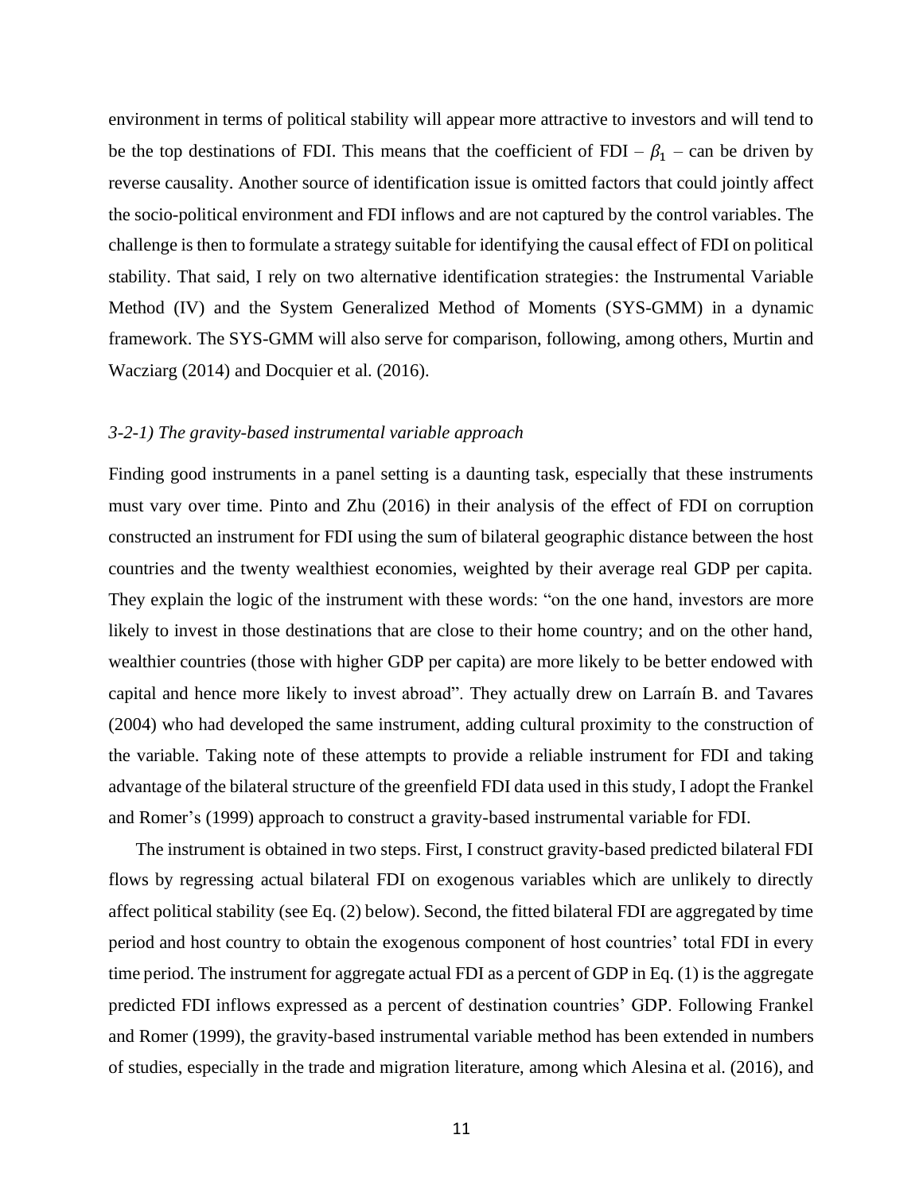environment in terms of political stability will appear more attractive to investors and will tend to be the top destinations of FDI. This means that the coefficient of FDI – $\beta_1$ – can be driven by reverse causality. Another source of identification issue is omitted factors that could jointly affect the socio-political environment and FDI inflows and are not captured by the control variables. The challenge is then to formulate a strategy suitable for identifying the causal effect of FDI on political stability. That said, I rely on two alternative identification strategies: the Instrumental Variable Method (IV) and the System Generalized Method of Moments (SYS-GMM) in a dynamic framework. The SYS-GMM will also serve for comparison, following, among others, Murtin and Wacziarg (2014) and Docquier et al. (2016).

### *3-2-1) The gravity-based instrumental variable approach*

Finding good instruments in a panel setting is a daunting task, especially that these instruments must vary over time. Pinto and Zhu (2016) in their analysis of the effect of FDI on corruption constructed an instrument for FDI using the sum of bilateral geographic distance between the host countries and the twenty wealthiest economies, weighted by their average real GDP per capita. They explain the logic of the instrument with these words: "on the one hand, investors are more likely to invest in those destinations that are close to their home country; and on the other hand, wealthier countries (those with higher GDP per capita) are more likely to be better endowed with capital and hence more likely to invest abroad". They actually drew on Larraín B. and Tavares (2004) who had developed the same instrument, adding cultural proximity to the construction of the variable. Taking note of these attempts to provide a reliable instrument for FDI and taking advantage of the bilateral structure of the greenfield FDI data used in this study, I adopt the Frankel and Romer's (1999) approach to construct a gravity-based instrumental variable for FDI.

The instrument is obtained in two steps. First, I construct gravity-based predicted bilateral FDI flows by regressing actual bilateral FDI on exogenous variables which are unlikely to directly affect political stability (see Eq. (2) below). Second, the fitted bilateral FDI are aggregated by time period and host country to obtain the exogenous component of host countries' total FDI in every time period. The instrument for aggregate actual FDI as a percent of GDP in Eq. (1) is the aggregate predicted FDI inflows expressed as a percent of destination countries' GDP. Following Frankel and Romer (1999), the gravity-based instrumental variable method has been extended in numbers of studies, especially in the trade and migration literature, among which Alesina et al. (2016), and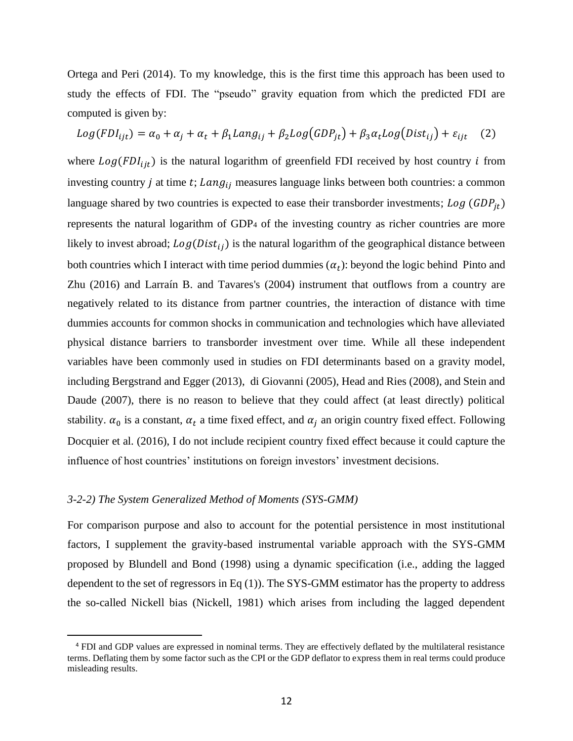Ortega and Peri (2014). To my knowledge, this is the first time this approach has been used to study the effects of FDI. The "pseudo" gravity equation from which the predicted FDI are computed is given by:

$$Log(FDI_{ijt}) = \alpha_0 + \alpha_j + \alpha_t + \beta_1 Lang_{ij} + \beta_2 Log(GDP_{jt}) + \beta_3 \alpha_t Log(Dist_{ij}) + \varepsilon_{ijt} \quad (2)$$

where $Log(FDI_{ijt})$ is the natural logarithm of greenfield FDI received by host country $i$ from investing country $j$ at time $t$; $Lang_{ij}$ measures language links between both countries: a common language shared by two countries is expected to ease their transborder investments; $Log\ (GDP_{jt})$ represents the natural logarithm of GDP[4] of the investing country as richer countries are more likely to invest abroad; $Log(Dist_{ij})$ is the natural logarithm of the geographical distance between both countries which I interact with time period dummies ($\alpha_t$): beyond the logic behind Pinto and Zhu (2016) and Larraín B. and Tavares's (2004) instrument that outflows from a country are negatively related to its distance from partner countries, the interaction of distance with time dummies accounts for common shocks in communication and technologies which have alleviated physical distance barriers to transborder investment over time. While all these independent variables have been commonly used in studies on FDI determinants based on a gravity model, including Bergstrand and Egger (2013), di Giovanni (2005), Head and Ries (2008), and Stein and Daude (2007), there is no reason to believe that they could affect (at least directly) political stability. $\alpha_0$ is a constant, $\alpha_t$ a time fixed effect, and $\alpha_j$ an origin country fixed effect. Following Docquier et al. (2016), I do not include recipient country fixed effect because it could capture the influence of host countries' institutions on foreign investors' investment decisions.

*3-2-2) The System Generalized Method of Moments (SYS-GMM)*

For comparison purpose and also to account for the potential persistence in most institutional factors, I supplement the gravity-based instrumental variable approach with the SYS-GMM proposed by Blundell and Bond (1998) using a dynamic specification (i.e., adding the lagged dependent to the set of regressors in Eq (1)). The SYS-GMM estimator has the property to address the so-called Nickell bias (Nickell, 1981) which arises from including the lagged dependent

[4] FDI and GDP values are expressed in nominal terms. They are effectively deflated by the multilateral resistance terms. Deflating them by some factor such as the CPI or the GDP deflator to express them in real terms could produce misleading results.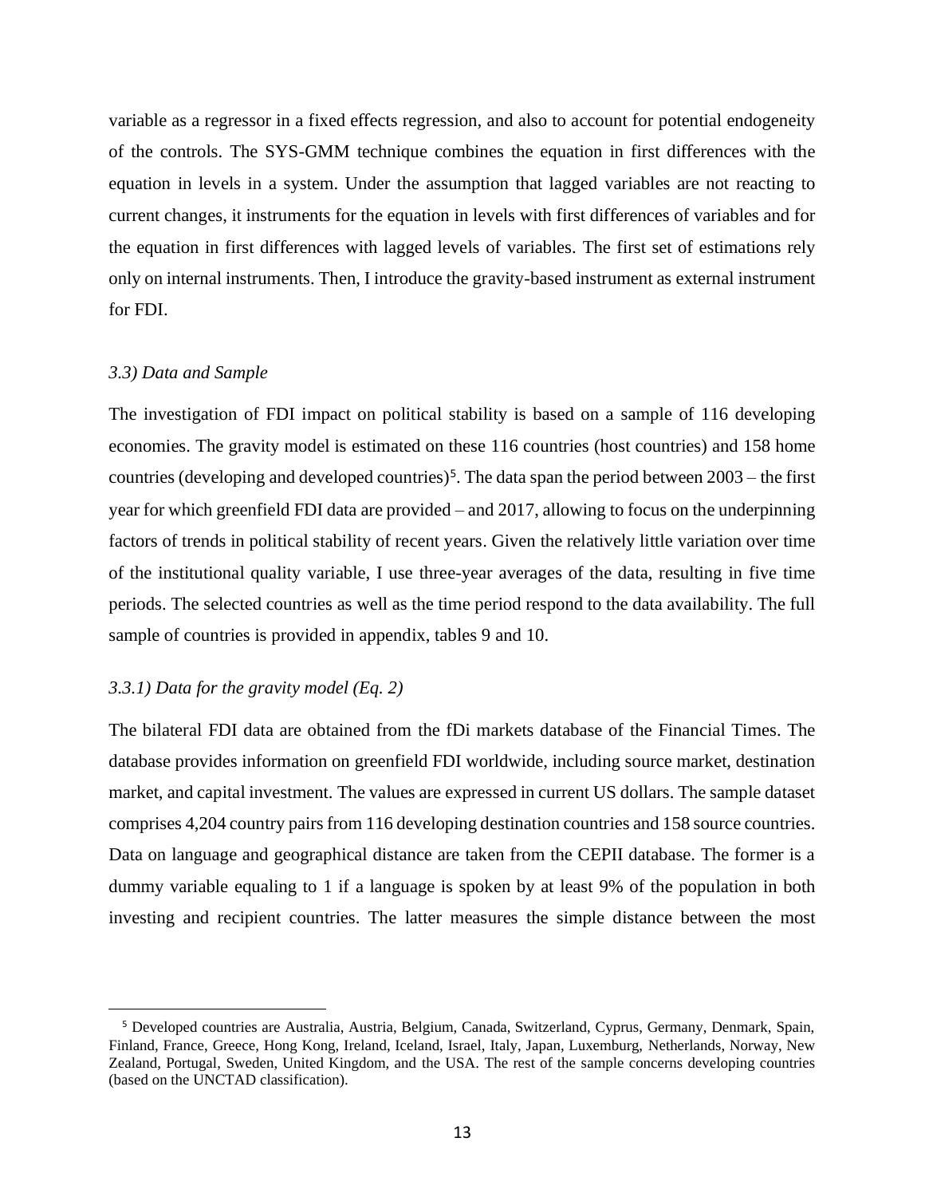variable as a regressor in a fixed effects regression, and also to account for potential endogeneity of the controls. The SYS-GMM technique combines the equation in first differences with the equation in levels in a system. Under the assumption that lagged variables are not reacting to current changes, it instruments for the equation in levels with first differences of variables and for the equation in first differences with lagged levels of variables. The first set of estimations rely only on internal instruments. Then, I introduce the gravity-based instrument as external instrument for FDI.

### *3.3) Data and Sample*

The investigation of FDI impact on political stability is based on a sample of 116 developing economies. The gravity model is estimated on these 116 countries (host countries) and 158 home countries (developing and developed countries)[5]. The data span the period between 2003 – the first year for which greenfield FDI data are provided – and 2017, allowing to focus on the underpinning factors of trends in political stability of recent years. Given the relatively little variation over time of the institutional quality variable, I use three-year averages of the data, resulting in five time periods. The selected countries as well as the time period respond to the data availability. The full sample of countries is provided in appendix, tables 9 and 10.

#### *3.3.1) Data for the gravity model (Eq. 2)*

The bilateral FDI data are obtained from the fDi markets database of the Financial Times. The database provides information on greenfield FDI worldwide, including source market, destination market, and capital investment. The values are expressed in current US dollars. The sample dataset comprises 4,204 country pairs from 116 developing destination countries and 158 source countries. Data on language and geographical distance are taken from the CEPII database. The former is a dummy variable equaling to 1 if a language is spoken by at least 9% of the population in both investing and recipient countries. The latter measures the simple distance between the most

[5] Developed countries are Australia, Austria, Belgium, Canada, Switzerland, Cyprus, Germany, Denmark, Spain, Finland, France, Greece, Hong Kong, Ireland, Iceland, Israel, Italy, Japan, Luxemburg, Netherlands, Norway, New Zealand, Portugal, Sweden, United Kingdom, and the USA. The rest of the sample concerns developing countries (based on the UNCTAD classification).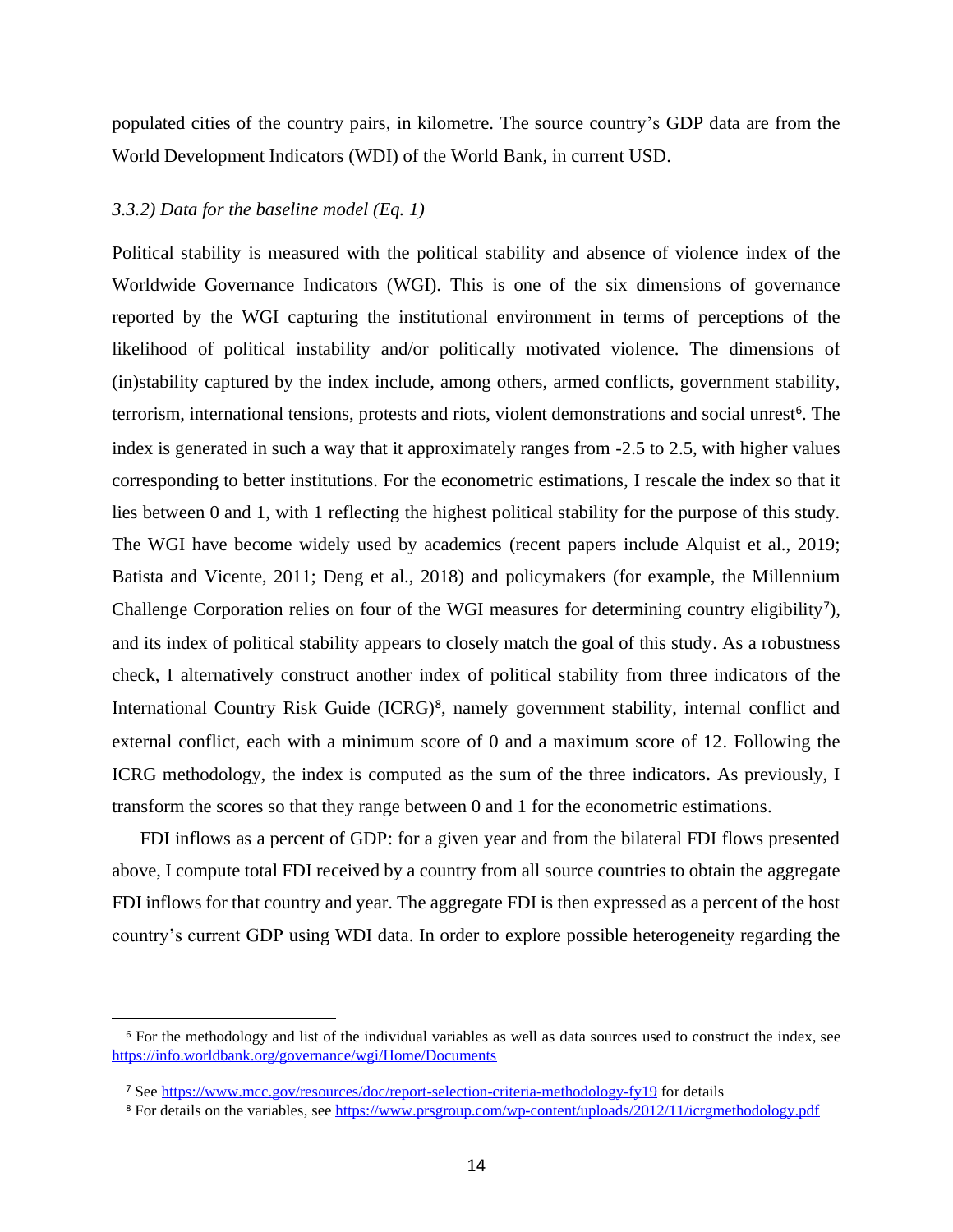populated cities of the country pairs, in kilometre. The source country's GDP data are from the World Development Indicators (WDI) of the World Bank, in current USD.

### *3.3.2) Data for the baseline model (Eq. 1)*

Political stability is measured with the political stability and absence of violence index of the Worldwide Governance Indicators (WGI). This is one of the six dimensions of governance reported by the WGI capturing the institutional environment in terms of perceptions of the likelihood of political instability and/or politically motivated violence. The dimensions of (in)stability captured by the index include, among others, armed conflicts, government stability, terrorism, international tensions, protests and riots, violent demonstrations and social unrest[6]. The index is generated in such a way that it approximately ranges from -2.5 to 2.5, with higher values corresponding to better institutions. For the econometric estimations, I rescale the index so that it lies between 0 and 1, with 1 reflecting the highest political stability for the purpose of this study. The WGI have become widely used by academics (recent papers include Alquist et al., 2019; Batista and Vicente, 2011; Deng et al., 2018) and policymakers (for example, the Millennium Challenge Corporation relies on four of the WGI measures for determining country eligibility[7]), and its index of political stability appears to closely match the goal of this study. As a robustness check, I alternatively construct another index of political stability from three indicators of the International Country Risk Guide (ICRG)[8], namely government stability, internal conflict and external conflict, each with a minimum score of 0 and a maximum score of 12. Following the ICRG methodology, the index is computed as the sum of the three indicators**.** As previously, I transform the scores so that they range between 0 and 1 for the econometric estimations.

FDI inflows as a percent of GDP: for a given year and from the bilateral FDI flows presented above, I compute total FDI received by a country from all source countries to obtain the aggregate FDI inflows for that country and year. The aggregate FDI is then expressed as a percent of the host country's current GDP using WDI data. In order to explore possible heterogeneity regarding the

---

[6] For the methodology and list of the individual variables as well as data sources used to construct the index, see https://info.worldbank.org/governance/wgi/Home/Documents

[7] See https://www.mcc.gov/resources/doc/report-selection-criteria-methodology-fy19 for details

[8] For details on the variables, see https://www.prsgroup.com/wp-content/uploads/2012/11/icrgmethodology.pdf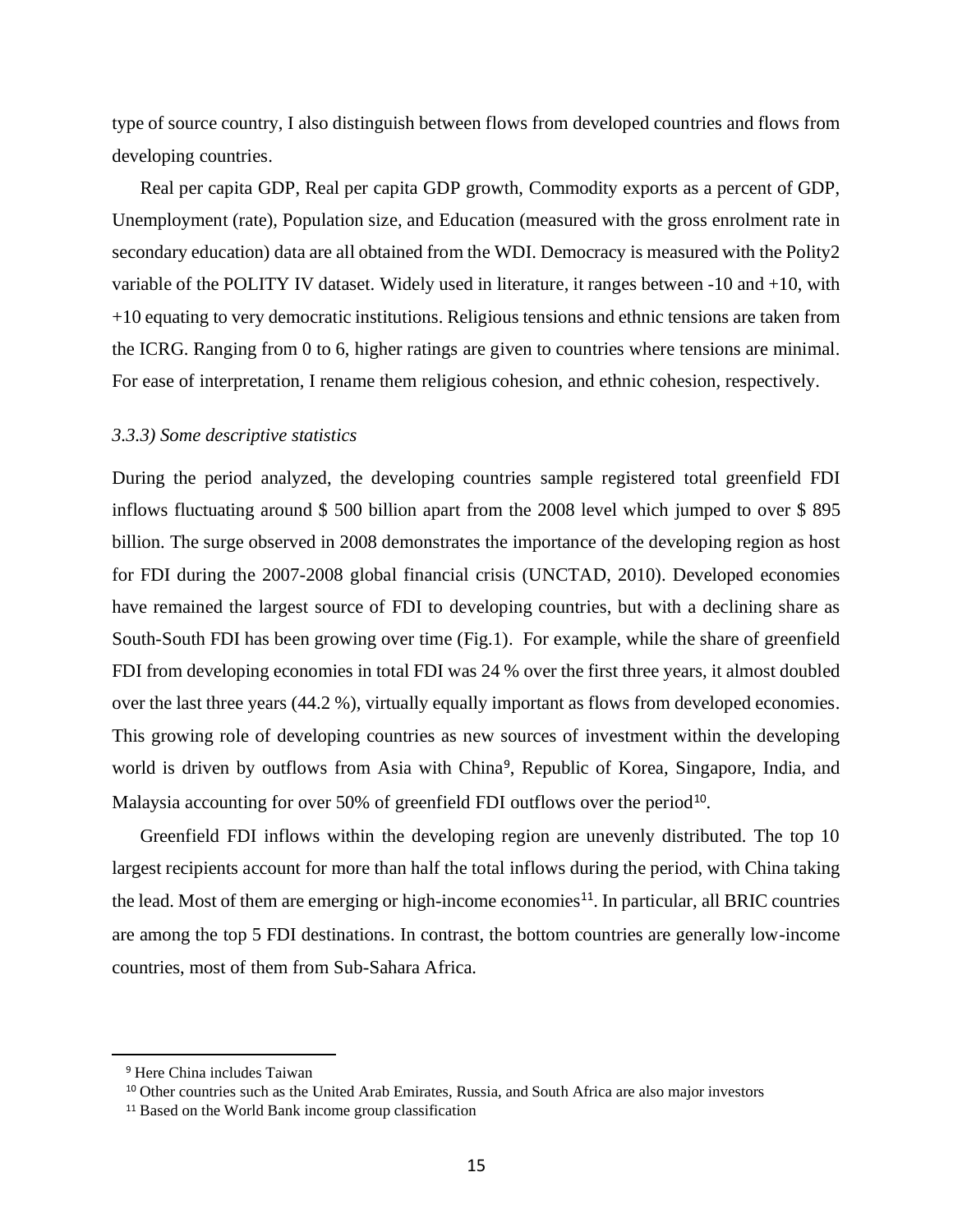type of source country, I also distinguish between flows from developed countries and flows from developing countries.

Real per capita GDP, Real per capita GDP growth, Commodity exports as a percent of GDP, Unemployment (rate), Population size, and Education (measured with the gross enrolment rate in secondary education) data are all obtained from the WDI. Democracy is measured with the Polity2 variable of the POLITY IV dataset. Widely used in literature, it ranges between -10 and +10, with +10 equating to very democratic institutions. Religious tensions and ethnic tensions are taken from the ICRG. Ranging from 0 to 6, higher ratings are given to countries where tensions are minimal. For ease of interpretation, I rename them religious cohesion, and ethnic cohesion, respectively.

### *3.3.3) Some descriptive statistics*

During the period analyzed, the developing countries sample registered total greenfield FDI inflows fluctuating around $ 500 billion apart from the 2008 level which jumped to over $ 895 billion. The surge observed in 2008 demonstrates the importance of the developing region as host for FDI during the 2007-2008 global financial crisis (UNCTAD, 2010). Developed economies have remained the largest source of FDI to developing countries, but with a declining share as South-South FDI has been growing over time (Fig.1). For example, while the share of greenfield FDI from developing economies in total FDI was 24 % over the first three years, it almost doubled over the last three years (44.2 %), virtually equally important as flows from developed economies. This growing role of developing countries as new sources of investment within the developing world is driven by outflows from Asia with China[9], Republic of Korea, Singapore, India, and Malaysia accounting for over 50% of greenfield FDI outflows over the period[10].

Greenfield FDI inflows within the developing region are unevenly distributed. The top 10 largest recipients account for more than half the total inflows during the period, with China taking the lead. Most of them are emerging or high-income economies[11]. In particular, all BRIC countries are among the top 5 FDI destinations. In contrast, the bottom countries are generally low-income countries, most of them from Sub-Sahara Africa.

[9] Here China includes Taiwan

[10] Other countries such as the United Arab Emirates, Russia, and South Africa are also major investors

[11] Based on the World Bank income group classification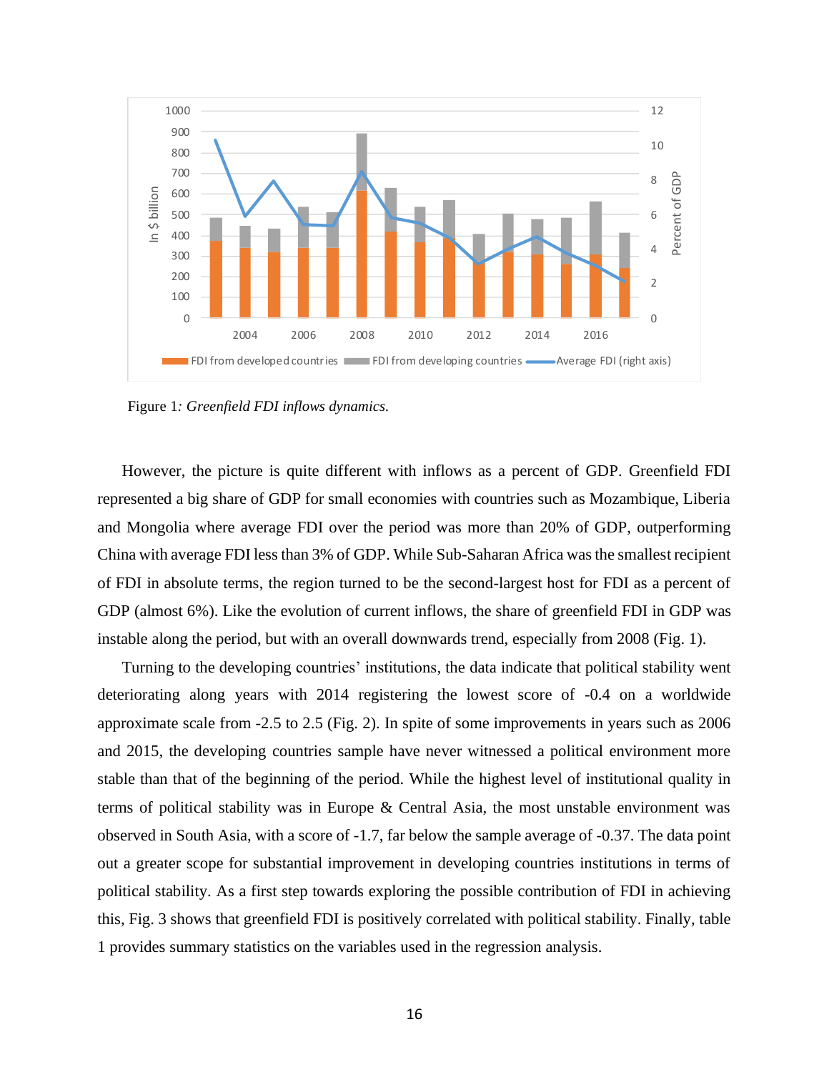Figure 1*: Greenfield FDI inflows dynamics.*

However, the picture is quite different with inflows as a percent of GDP. Greenfield FDI represented a big share of GDP for small economies with countries such as Mozambique, Liberia and Mongolia where average FDI over the period was more than 20% of GDP, outperforming China with average FDI less than 3% of GDP. While Sub-Saharan Africa was the smallest recipient of FDI in absolute terms, the region turned to be the second-largest host for FDI as a percent of GDP (almost 6%). Like the evolution of current inflows, the share of greenfield FDI in GDP was instable along the period, but with an overall downwards trend, especially from 2008 (Fig. 1).

Turning to the developing countries' institutions, the data indicate that political stability went deteriorating along years with 2014 registering the lowest score of -0.4 on a worldwide approximate scale from -2.5 to 2.5 (Fig. 2). In spite of some improvements in years such as 2006 and 2015, the developing countries sample have never witnessed a political environment more stable than that of the beginning of the period. While the highest level of institutional quality in terms of political stability was in Europe & Central Asia, the most unstable environment was observed in South Asia, with a score of -1.7, far below the sample average of -0.37. The data point out a greater scope for substantial improvement in developing countries institutions in terms of political stability. As a first step towards exploring the possible contribution of FDI in achieving this, Fig. 3 shows that greenfield FDI is positively correlated with political stability. Finally, table 1 provides summary statistics on the variables used in the regression analysis.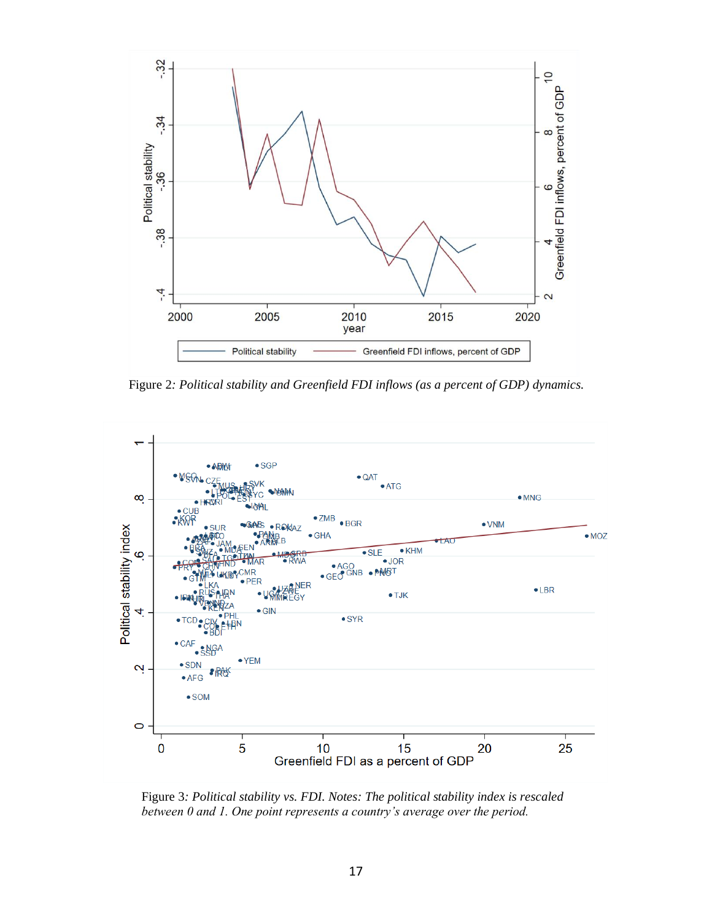Political stability

-.32
-.34
-.36
-.38
-.4

Greenfield FDI inflows, percent of GDP

10
8
6
4
2

2000
2005
2010
2015
2020

year

Political stability
Greenfield FDI inflows, percent of GDP

Figure 2: *Political stability and Greenfield FDI inflows (as a percent of GDP) dynamics.*

Political stability index

1
.8
.6
.4
.2
0

0
5
10
15
20
25

Greenfield FDI as a percent of GDP

SGP, QAT, ATG, MNG, VNM, MOZ, LAO, KHM, LBR, TJK, SYR, YEM, SOM, AFG, SDN, CAF, NGA, SSD, PAK, IRQ, ZMB, BGR, GHA, SLE, JOR, AGO, GEO, GNB, PNG, MRT, NER, GIN, CZE, SVK, SVN, MCO, CUB, KOR, KWT, SUR, JAM, SEN, MAR, RWA, PER, CMR, LBY, UKR, LKA, RUS, IDN, THA, KEN, ZA, PHL, TCD, CIV, COL, ETH, LBN, BDI, PRY, GTM, MEX, CHN, IND, UZB, EGY, UGA, ZWE, MDG, SRB, ARM, ALB, KAZ, ROU, PAN, NAM, OMN, HRV, EST, POL, SYC, MUS, CRI, GHL

Figure 3: *Political stability vs. FDI. Notes: The political stability index is rescaled between 0 and 1. One point represents a country's average over the period.*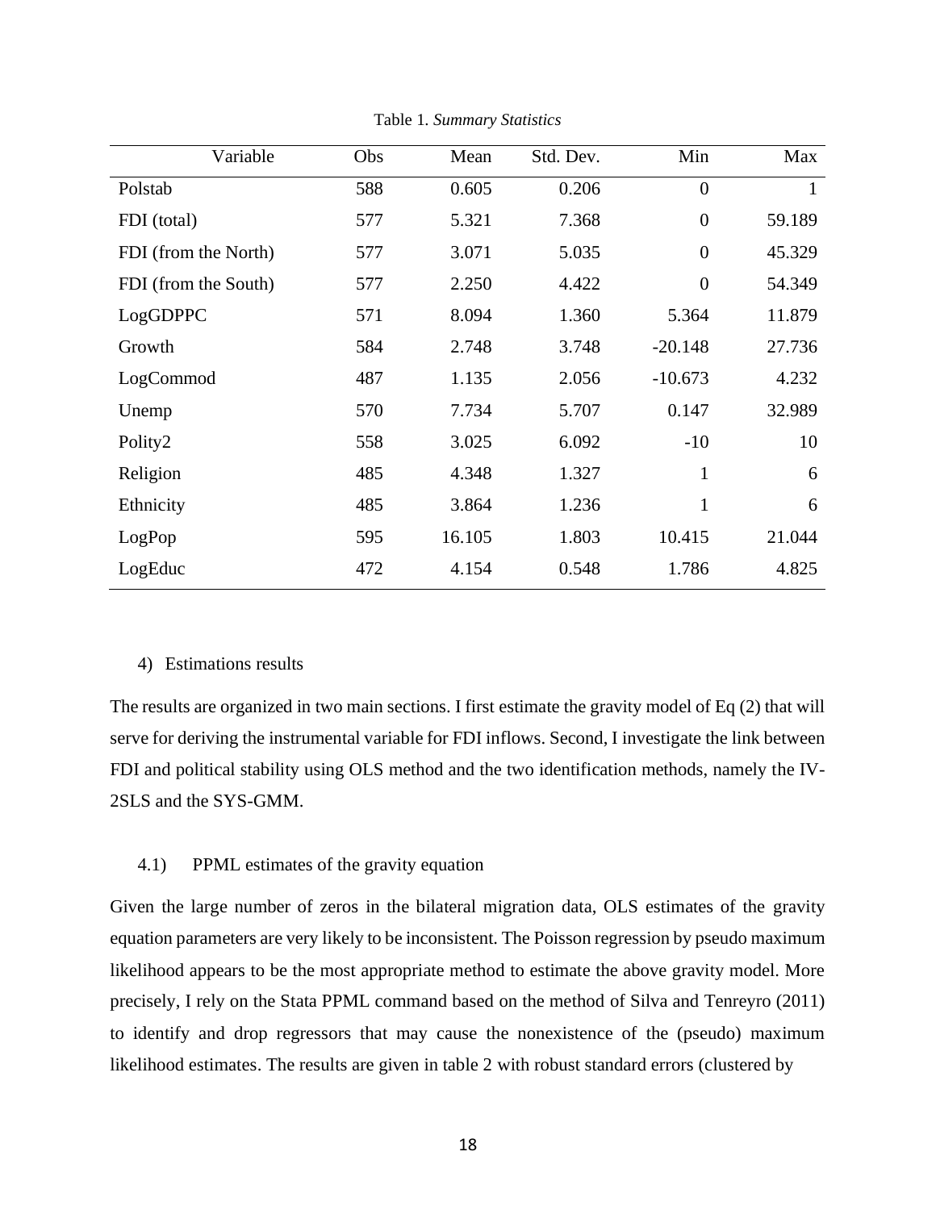Table 1. *Summary Statistics*

| Variable | Obs | Mean | Std. Dev. | Min | Max |
|---|---|---|---|---|---|
| Polstab | 588 | 0.605 | 0.206 | 0 | 1 |
| FDI (total) | 577 | 5.321 | 7.368 | 0 | 59.189 |
| FDI (from the North) | 577 | 3.071 | 5.035 | 0 | 45.329 |
| FDI (from the South) | 577 | 2.250 | 4.422 | 0 | 54.349 |
| LogGDPPC | 571 | 8.094 | 1.360 | 5.364 | 11.879 |
| Growth | 584 | 2.748 | 3.748 | -20.148 | 27.736 |
| LogCommod | 487 | 1.135 | 2.056 | -10.673 | 4.232 |
| Unemp | 570 | 7.734 | 5.707 | 0.147 | 32.989 |
| Polity2 | 558 | 3.025 | 6.092 | -10 | 10 |
| Religion | 485 | 4.348 | 1.327 | 1 | 6 |
| Ethnicity | 485 | 3.864 | 1.236 | 1 | 6 |
| LogPop | 595 | 16.105 | 1.803 | 10.415 | 21.044 |
| LogEduc | 472 | 4.154 | 0.548 | 1.786 | 4.825 |

## 4) Estimations results

The results are organized in two main sections. I first estimate the gravity model of Eq (2) that will serve for deriving the instrumental variable for FDI inflows. Second, I investigate the link between FDI and political stability using OLS method and the two identification methods, namely the IV-2SLS and the SYS-GMM.

### 4.1) PPML estimates of the gravity equation

Given the large number of zeros in the bilateral migration data, OLS estimates of the gravity equation parameters are very likely to be inconsistent. The Poisson regression by pseudo maximum likelihood appears to be the most appropriate method to estimate the above gravity model. More precisely, I rely on the Stata PPML command based on the method of Silva and Tenreyro (2011) to identify and drop regressors that may cause the nonexistence of the (pseudo) maximum likelihood estimates. The results are given in table 2 with robust standard errors (clustered by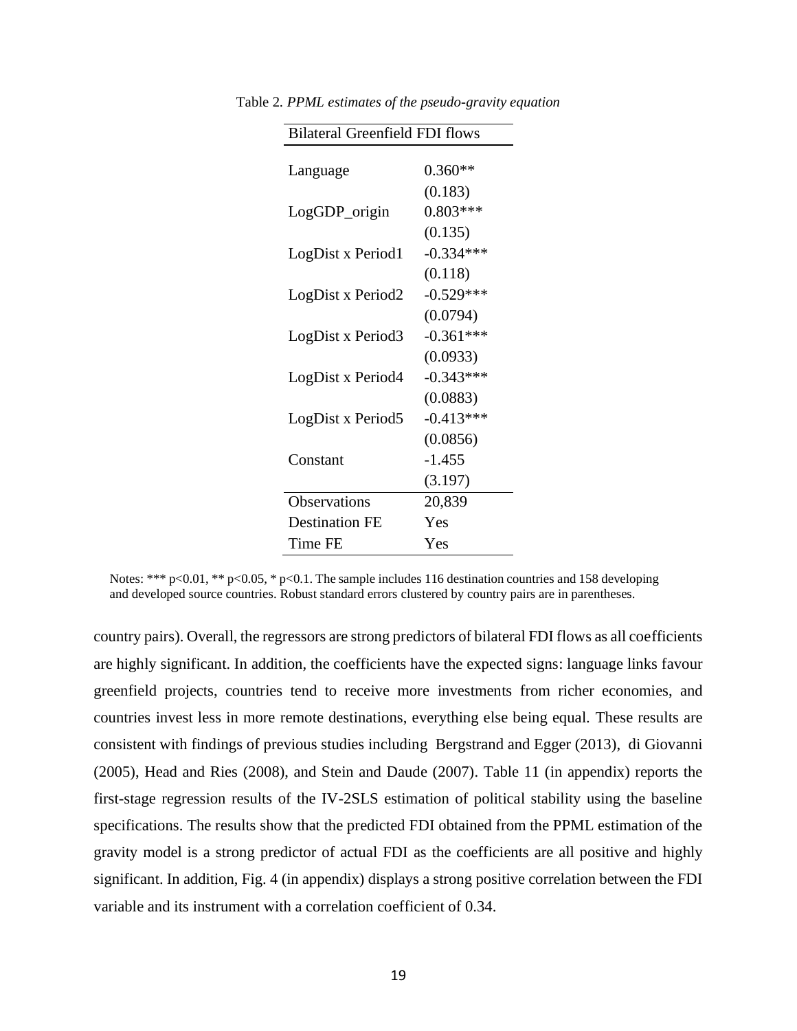Table 2. *PPML estimates of the pseudo-gravity equation*

| Bilateral Greenfield FDI flows | |
|---|---|
| Language | 0.360** |
| | (0.183) |
| LogGDP_origin | 0.803*** |
| | (0.135) |
| LogDist x Period1 | -0.334*** |
| | (0.118) |
| LogDist x Period2 | -0.529*** |
| | (0.0794) |
| LogDist x Period3 | -0.361*** |
| | (0.0933) |
| LogDist x Period4 | -0.343*** |
| | (0.0883) |
| LogDist x Period5 | -0.413*** |
| | (0.0856) |
| Constant | -1.455 |
| | (3.197) |
| Observations | 20,839 |
| Destination FE | Yes |
| Time FE | Yes |

Notes: *** $p<0.01$, ** $p<0.05$, * $p<0.1$. The sample includes 116 destination countries and 158 developing and developed source countries. Robust standard errors clustered by country pairs are in parentheses.

country pairs). Overall, the regressors are strong predictors of bilateral FDI flows as all coefficients are highly significant. In addition, the coefficients have the expected signs: language links favour greenfield projects, countries tend to receive more investments from richer economies, and countries invest less in more remote destinations, everything else being equal. These results are consistent with findings of previous studies including Bergstrand and Egger (2013), di Giovanni (2005), Head and Ries (2008), and Stein and Daude (2007). Table 11 (in appendix) reports the first-stage regression results of the IV-2SLS estimation of political stability using the baseline specifications. The results show that the predicted FDI obtained from the PPML estimation of the gravity model is a strong predictor of actual FDI as the coefficients are all positive and highly significant. In addition, Fig. 4 (in appendix) displays a strong positive correlation between the FDI variable and its instrument with a correlation coefficient of 0.34.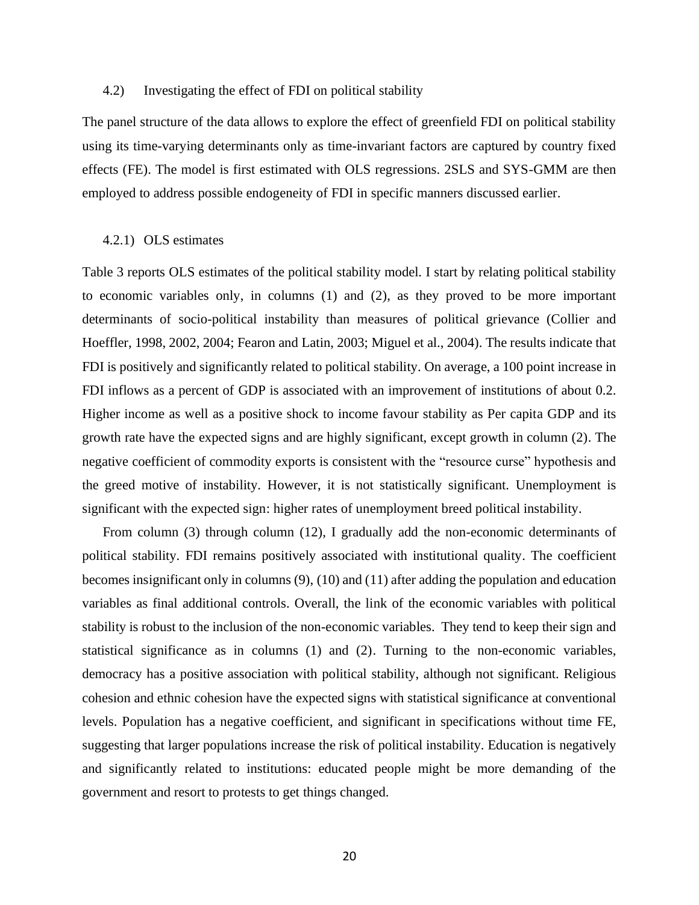### 4.2) Investigating the effect of FDI on political stability

The panel structure of the data allows to explore the effect of greenfield FDI on political stability using its time-varying determinants only as time-invariant factors are captured by country fixed effects (FE). The model is first estimated with OLS regressions. 2SLS and SYS-GMM are then employed to address possible endogeneity of FDI in specific manners discussed earlier.

#### 4.2.1) OLS estimates

Table 3 reports OLS estimates of the political stability model. I start by relating political stability to economic variables only, in columns (1) and (2), as they proved to be more important determinants of socio-political instability than measures of political grievance (Collier and Hoeffler, 1998, 2002, 2004; Fearon and Latin, 2003; Miguel et al., 2004). The results indicate that FDI is positively and significantly related to political stability. On average, a 100 point increase in FDI inflows as a percent of GDP is associated with an improvement of institutions of about 0.2. Higher income as well as a positive shock to income favour stability as Per capita GDP and its growth rate have the expected signs and are highly significant, except growth in column (2). The negative coefficient of commodity exports is consistent with the "resource curse" hypothesis and the greed motive of instability. However, it is not statistically significant. Unemployment is significant with the expected sign: higher rates of unemployment breed political instability.

From column (3) through column (12), I gradually add the non-economic determinants of political stability. FDI remains positively associated with institutional quality. The coefficient becomes insignificant only in columns (9), (10) and (11) after adding the population and education variables as final additional controls. Overall, the link of the economic variables with political stability is robust to the inclusion of the non-economic variables. They tend to keep their sign and statistical significance as in columns (1) and (2). Turning to the non-economic variables, democracy has a positive association with political stability, although not significant. Religious cohesion and ethnic cohesion have the expected signs with statistical significance at conventional levels. Population has a negative coefficient, and significant in specifications without time FE, suggesting that larger populations increase the risk of political instability. Education is negatively and significantly related to institutions: educated people might be more demanding of the government and resort to protests to get things changed.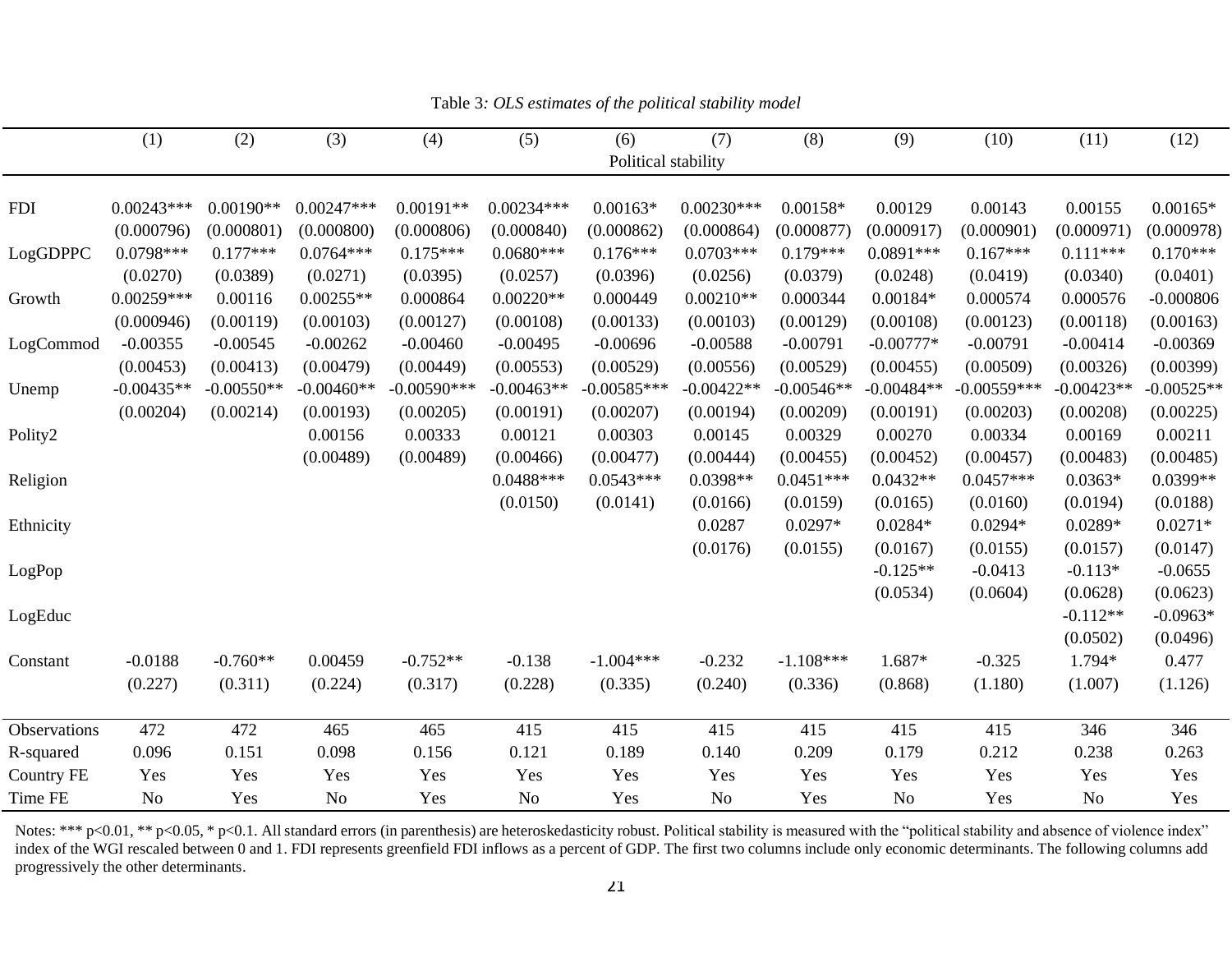Table 3: *OLS estimates of the political stability model*

| | (1) | (2) | (3) | (4) | (5) | (6) | (7) | (8) | (9) | (10) | (11) | (12) |
|---|---|---|---|---|---|---|---|---|---|---|---|---|
| | | | | | | Political stability | | | | | | |
| FDI | 0.00243*** | 0.00190** | 0.00247*** | 0.00191** | 0.00234*** | 0.00163* | 0.00230*** | 0.00158* | 0.00129 | 0.00143 | 0.00155 | 0.00165* |
| | (0.000796) | (0.000801) | (0.000800) | (0.000806) | (0.000840) | (0.000862) | (0.000864) | (0.000877) | (0.000917) | (0.000901) | (0.000971) | (0.000978) |
| LogGDPPC | 0.0798*** | 0.177*** | 0.0764*** | 0.175*** | 0.0680*** | 0.176*** | 0.0703*** | 0.179*** | 0.0891*** | 0.167*** | 0.111*** | 0.170*** |
| | (0.0270) | (0.0389) | (0.0271) | (0.0395) | (0.0257) | (0.0396) | (0.0256) | (0.0379) | (0.0248) | (0.0419) | (0.0340) | (0.0401) |
| Growth | 0.00259*** | 0.00116 | 0.00255** | 0.000864 | 0.00220** | 0.000449 | 0.00210** | 0.000344 | 0.00184* | 0.000574 | 0.000576 | -0.000806 |
| | (0.000946) | (0.00119) | (0.00103) | (0.00127) | (0.00108) | (0.00133) | (0.00103) | (0.00129) | (0.00108) | (0.00123) | (0.00118) | (0.00163) |
| LogCommod | -0.00355 | -0.00545 | -0.00262 | -0.00460 | -0.00495 | -0.00696 | -0.00588 | -0.00791 | -0.00777* | -0.00791 | -0.00414 | -0.00369 |
| | (0.00453) | (0.00413) | (0.00479) | (0.00449) | (0.00553) | (0.00529) | (0.00556) | (0.00529) | (0.00455) | (0.00509) | (0.00326) | (0.00399) |
| Unemp | -0.00435** | -0.00550** | -0.00460** | -0.00590*** | -0.00463** | -0.00585*** | -0.00422** | -0.00546** | -0.00484** | -0.00559*** | -0.00423** | -0.00525** |
| | (0.00204) | (0.00214) | (0.00193) | (0.00205) | (0.00191) | (0.00207) | (0.00194) | (0.00209) | (0.00191) | (0.00203) | (0.00208) | (0.00225) |
| Polity2 | | | 0.00156 | 0.00333 | 0.00121 | 0.00303 | 0.00145 | 0.00329 | 0.00270 | 0.00334 | 0.00169 | 0.00211 |
| | | | (0.00489) | (0.00489) | (0.00466) | (0.00477) | (0.00444) | (0.00455) | (0.00452) | (0.00457) | (0.00483) | (0.00485) |
| Religion | | | | | 0.0488*** | 0.0543*** | 0.0398** | 0.0451*** | 0.0432** | 0.0457*** | 0.0363* | 0.0399** |
| | | | | | (0.0150) | (0.0141) | (0.0166) | (0.0159) | (0.0165) | (0.0160) | (0.0194) | (0.0188) |
| Ethnicity | | | | | | | 0.0287 | 0.0297* | 0.0284* | 0.0294* | 0.0289* | 0.0271* |
| | | | | | | | (0.0176) | (0.0155) | (0.0167) | (0.0155) | (0.0157) | (0.0147) |
| LogPop | | | | | | | | | -0.125** | -0.0413 | -0.113* | -0.0655 |
| | | | | | | | | | (0.0534) | (0.0604) | (0.0628) | (0.0623) |
| LogEduc | | | | | | | | | | | -0.112** | -0.0963* |
| | | | | | | | | | | | (0.0502) | (0.0496) |
| Constant | -0.0188 | -0.760** | 0.00459 | -0.752** | -0.138 | -1.004*** | -0.232 | -1.108*** | 1.687* | -0.325 | 1.794* | 0.477 |
| | (0.227) | (0.311) | (0.224) | (0.317) | (0.228) | (0.335) | (0.240) | (0.336) | (0.868) | (1.180) | (1.007) | (1.126) |
| Observations | 472 | 472 | 465 | 465 | 415 | 415 | 415 | 415 | 415 | 415 | 346 | 346 |
| R-squared | 0.096 | 0.151 | 0.098 | 0.156 | 0.121 | 0.189 | 0.140 | 0.209 | 0.179 | 0.212 | 0.238 | 0.263 |
| Country FE | Yes | Yes | Yes | Yes | Yes | Yes | Yes | Yes | Yes | Yes | Yes | Yes |
| Time FE | No | Yes | No | Yes | No | Yes | No | Yes | No | Yes | No | Yes |

Notes: *** p<0.01, ** p<0.05, * p<0.1. All standard errors (in parenthesis) are heteroskedasticity robust. Political stability is measured with the "political stability and absence of violence index" index of the WGI rescaled between 0 and 1. FDI represents greenfield FDI inflows as a percent of GDP. The first two columns include only economic determinants. The following columns add progressively the other determinants.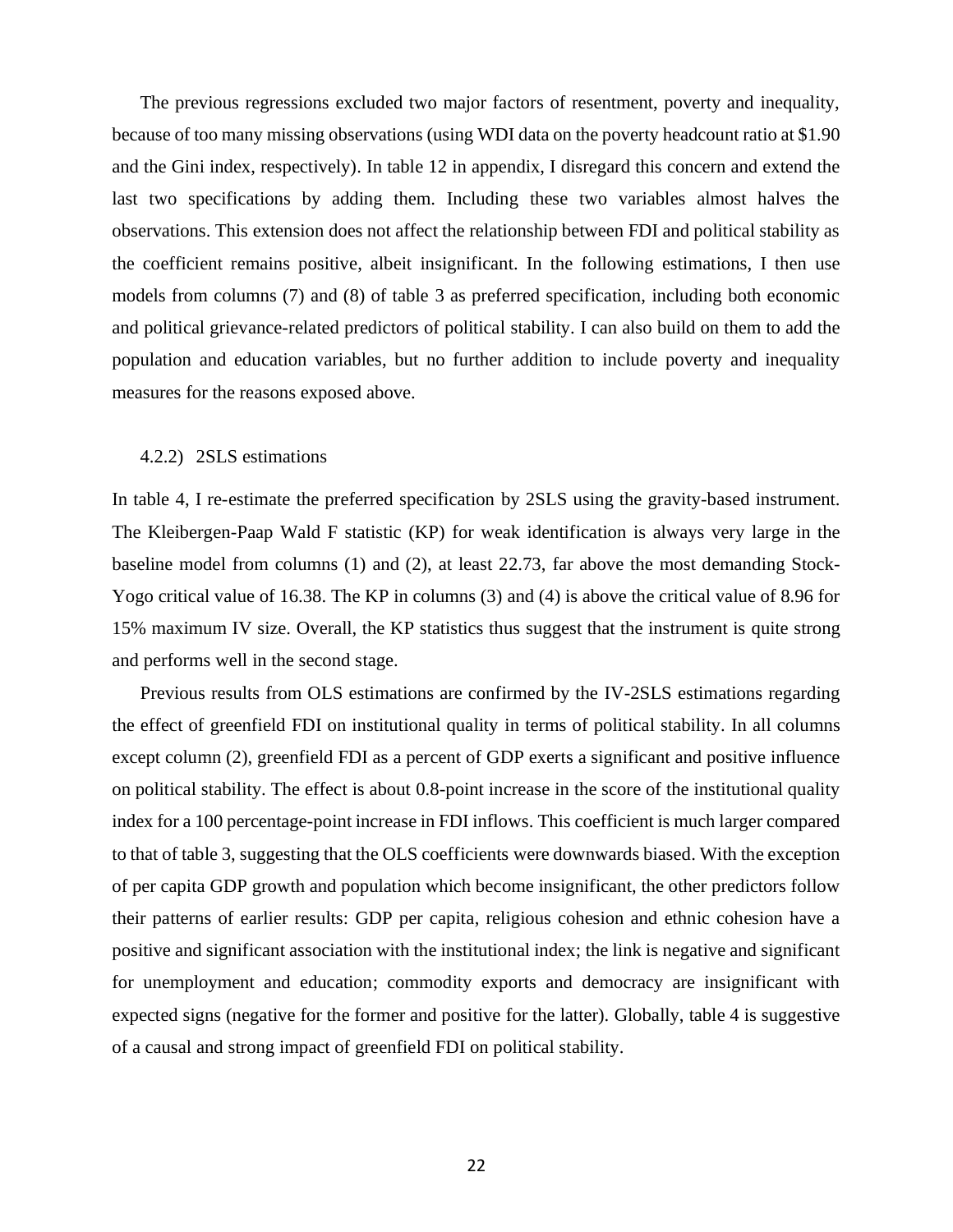The previous regressions excluded two major factors of resentment, poverty and inequality, because of too many missing observations (using WDI data on the poverty headcount ratio at $1.90 and the Gini index, respectively). In table 12 in appendix, I disregard this concern and extend the last two specifications by adding them. Including these two variables almost halves the observations. This extension does not affect the relationship between FDI and political stability as the coefficient remains positive, albeit insignificant. In the following estimations, I then use models from columns (7) and (8) of table 3 as preferred specification, including both economic and political grievance-related predictors of political stability. I can also build on them to add the population and education variables, but no further addition to include poverty and inequality measures for the reasons exposed above.

### 4.2.2) 2SLS estimations

In table 4, I re-estimate the preferred specification by 2SLS using the gravity-based instrument. The Kleibergen-Paap Wald F statistic (KP) for weak identification is always very large in the baseline model from columns (1) and (2), at least 22.73, far above the most demanding Stock-Yogo critical value of 16.38. The KP in columns (3) and (4) is above the critical value of 8.96 for 15% maximum IV size. Overall, the KP statistics thus suggest that the instrument is quite strong and performs well in the second stage.

Previous results from OLS estimations are confirmed by the IV-2SLS estimations regarding the effect of greenfield FDI on institutional quality in terms of political stability. In all columns except column (2), greenfield FDI as a percent of GDP exerts a significant and positive influence on political stability. The effect is about 0.8-point increase in the score of the institutional quality index for a 100 percentage-point increase in FDI inflows. This coefficient is much larger compared to that of table 3, suggesting that the OLS coefficients were downwards biased. With the exception of per capita GDP growth and population which become insignificant, the other predictors follow their patterns of earlier results: GDP per capita, religious cohesion and ethnic cohesion have a positive and significant association with the institutional index; the link is negative and significant for unemployment and education; commodity exports and democracy are insignificant with expected signs (negative for the former and positive for the latter). Globally, table 4 is suggestive of a causal and strong impact of greenfield FDI on political stability.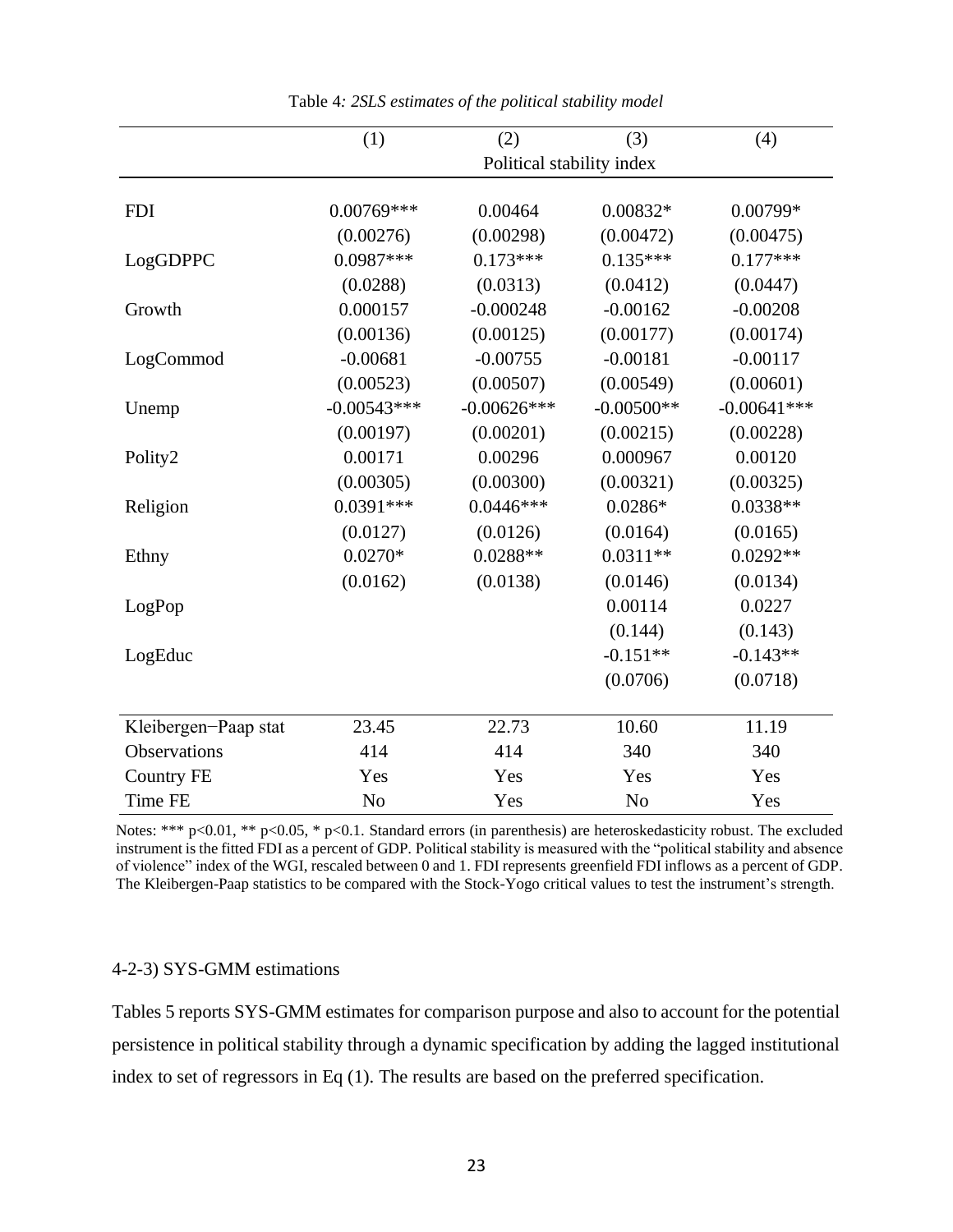Table 4*: 2SLS estimates of the political stability model*

| | (1) | (2) | (3) | (4) |
|---|---|---|---|---|
| | Political stability index | | | |
| FDI | 0.00769*** | 0.00464 | 0.00832* | 0.00799* |
| | (0.00276) | (0.00298) | (0.00472) | (0.00475) |
| LogGDPPC | 0.0987*** | 0.173*** | 0.135*** | 0.177*** |
| | (0.0288) | (0.0313) | (0.0412) | (0.0447) |
| Growth | 0.000157 | -0.000248 | -0.00162 | -0.00208 |
| | (0.00136) | (0.00125) | (0.00177) | (0.00174) |
| LogCommod | -0.00681 | -0.00755 | -0.00181 | -0.00117 |
| | (0.00523) | (0.00507) | (0.00549) | (0.00601) |
| Unemp | -0.00543*** | -0.00626*** | -0.00500** | -0.00641*** |
| | (0.00197) | (0.00201) | (0.00215) | (0.00228) |
| Polity2 | 0.00171 | 0.00296 | 0.000967 | 0.00120 |
| | (0.00305) | (0.00300) | (0.00321) | (0.00325) |
| Religion | 0.0391*** | 0.0446*** | 0.0286* | 0.0338** |
| | (0.0127) | (0.0126) | (0.0164) | (0.0165) |
| Ethny | 0.0270* | 0.0288** | 0.0311** | 0.0292** |
| | (0.0162) | (0.0138) | (0.0146) | (0.0134) |
| LogPop | | | 0.00114 | 0.0227 |
| | | | (0.144) | (0.143) |
| LogEduc | | | -0.151** | -0.143** |
| | | | (0.0706) | (0.0718) |
| Kleibergen−Paap stat | 23.45 | 22.73 | 10.60 | 11.19 |
| Observations | 414 | 414 | 340 | 340 |
| Country FE | Yes | Yes | Yes | Yes |
| Time FE | No | Yes | No | Yes |

Notes: *** p<0.01, ** p<0.05, * p<0.1. Standard errors (in parenthesis) are heteroskedasticity robust. The excluded instrument is the fitted FDI as a percent of GDP. Political stability is measured with the "political stability and absence of violence" index of the WGI, rescaled between 0 and 1. FDI represents greenfield FDI inflows as a percent of GDP. The Kleibergen-Paap statistics to be compared with the Stock-Yogo critical values to test the instrument's strength.

#### 4-2-3) SYS-GMM estimations

Tables 5 reports SYS-GMM estimates for comparison purpose and also to account for the potential persistence in political stability through a dynamic specification by adding the lagged institutional index to set of regressors in Eq (1). The results are based on the preferred specification.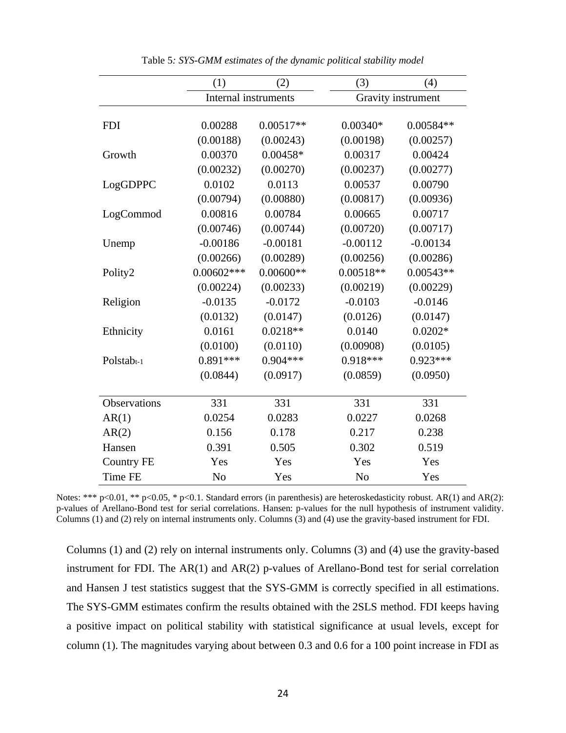Table 5: *SYS-GMM estimates of the dynamic political stability model*

| | (1) | (2) | (3) | (4) |
|---|---|---|---|---|
| | Internal instruments | | Gravity instrument | |
| FDI | 0.00288 | 0.00517** | 0.00340* | 0.00584** |
| | (0.00188) | (0.00243) | (0.00198) | (0.00257) |
| Growth | 0.00370 | 0.00458* | 0.00317 | 0.00424 |
| | (0.00232) | (0.00270) | (0.00237) | (0.00277) |
| LogGDPPC | 0.0102 | 0.0113 | 0.00537 | 0.00790 |
| | (0.00794) | (0.00880) | (0.00817) | (0.00936) |
| LogCommod | 0.00816 | 0.00784 | 0.00665 | 0.00717 |
| | (0.00746) | (0.00744) | (0.00720) | (0.00717) |
| Unemp | -0.00186 | -0.00181 | -0.00112 | -0.00134 |
| | (0.00266) | (0.00289) | (0.00256) | (0.00286) |
| Polity2 | 0.00602*** | 0.00600** | 0.00518** | 0.00543** |
| | (0.00224) | (0.00233) | (0.00219) | (0.00229) |
| Religion | -0.0135 | -0.0172 | -0.0103 | -0.0146 |
| | (0.0132) | (0.0147) | (0.0126) | (0.0147) |
| Ethnicity | 0.0161 | 0.0218** | 0.0140 | 0.0202* |
| | (0.0100) | (0.0110) | (0.00908) | (0.0105) |
| $Polstab_{t-1}$ | 0.891*** | 0.904*** | 0.918*** | 0.923*** |
| | (0.0844) | (0.0917) | (0.0859) | (0.0950) |
| Observations | 331 | 331 | 331 | 331 |
| AR(1) | 0.0254 | 0.0283 | 0.0227 | 0.0268 |
| AR(2) | 0.156 | 0.178 | 0.217 | 0.238 |
| Hansen | 0.391 | 0.505 | 0.302 | 0.519 |
| Country FE | Yes | Yes | Yes | Yes |
| Time FE | No | Yes | No | Yes |

Notes: *** p<0.01, ** p<0.05, * p<0.1. Standard errors (in parenthesis) are heteroskedasticity robust. AR(1) and AR(2): p-values of Arellano-Bond test for serial correlations. Hansen: p-values for the null hypothesis of instrument validity. Columns (1) and (2) rely on internal instruments only. Columns (3) and (4) use the gravity-based instrument for FDI.

Columns (1) and (2) rely on internal instruments only. Columns (3) and (4) use the gravity-based instrument for FDI. The AR(1) and AR(2) p-values of Arellano-Bond test for serial correlation and Hansen J test statistics suggest that the SYS-GMM is correctly specified in all estimations. The SYS-GMM estimates confirm the results obtained with the 2SLS method. FDI keeps having a positive impact on political stability with statistical significance at usual levels, except for column (1). The magnitudes varying about between 0.3 and 0.6 for a 100 point increase in FDI as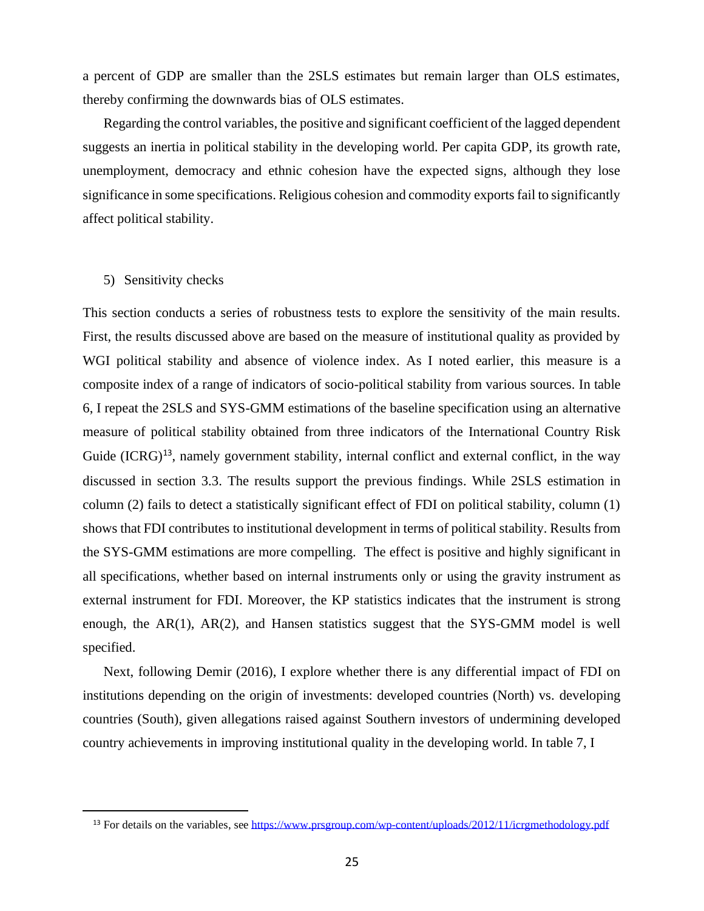a percent of GDP are smaller than the 2SLS estimates but remain larger than OLS estimates, thereby confirming the downwards bias of OLS estimates.

Regarding the control variables, the positive and significant coefficient of the lagged dependent suggests an inertia in political stability in the developing world. Per capita GDP, its growth rate, unemployment, democracy and ethnic cohesion have the expected signs, although they lose significance in some specifications. Religious cohesion and commodity exports fail to significantly affect political stability.

## 5) Sensitivity checks

This section conducts a series of robustness tests to explore the sensitivity of the main results. First, the results discussed above are based on the measure of institutional quality as provided by WGI political stability and absence of violence index. As I noted earlier, this measure is a composite index of a range of indicators of socio-political stability from various sources. In table 6, I repeat the 2SLS and SYS-GMM estimations of the baseline specification using an alternative measure of political stability obtained from three indicators of the International Country Risk Guide (ICRG)[13], namely government stability, internal conflict and external conflict, in the way discussed in section 3.3. The results support the previous findings. While 2SLS estimation in column (2) fails to detect a statistically significant effect of FDI on political stability, column (1) shows that FDI contributes to institutional development in terms of political stability. Results from the SYS-GMM estimations are more compelling. The effect is positive and highly significant in all specifications, whether based on internal instruments only or using the gravity instrument as external instrument for FDI. Moreover, the KP statistics indicates that the instrument is strong enough, the AR(1), AR(2), and Hansen statistics suggest that the SYS-GMM model is well specified.

Next, following Demir (2016), I explore whether there is any differential impact of FDI on institutions depending on the origin of investments: developed countries (North) vs. developing countries (South), given allegations raised against Southern investors of undermining developed country achievements in improving institutional quality in the developing world. In table 7, I

[13] For details on the variables, see https://www.prsgroup.com/wp-content/uploads/2012/11/icrgmethodology.pdf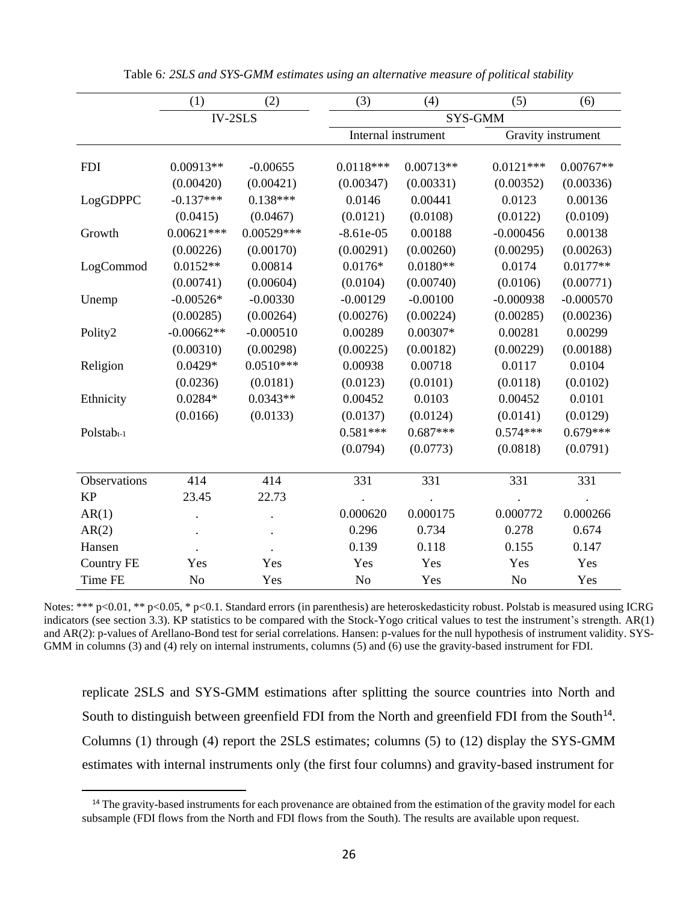Table 6*: 2SLS and SYS-GMM estimates using an alternative measure of political stability*

| | (1) | (2) | (3) | (4) | (5) | (6) |
|---|---|---|---|---|---|---|
| | IV-2SLS | | SYS-GMM | | | |
| | | | Internal instrument | | Gravity instrument | |
| FDI | 0.00913** | -0.00655 | 0.0118*** | 0.00713** | 0.0121*** | 0.00767** |
| | (0.00420) | (0.00421) | (0.00347) | (0.00331) | (0.00352) | (0.00336) |
| LogGDPPC | -0.137*** | 0.138*** | 0.0146 | 0.00441 | 0.0123 | 0.00136 |
| | (0.0415) | (0.0467) | (0.0121) | (0.0108) | (0.0122) | (0.0109) |
| Growth | 0.00621*** | 0.00529*** | -8.61e-05 | 0.00188 | -0.000456 | 0.00138 |
| | (0.00226) | (0.00170) | (0.00291) | (0.00260) | (0.00295) | (0.00263) |
| LogCommod | 0.0152** | 0.00814 | 0.0176* | 0.0180** | 0.0174 | 0.0177** |
| | (0.00741) | (0.00604) | (0.0104) | (0.00740) | (0.0106) | (0.00771) |
| Unemp | -0.00526* | -0.00330 | -0.00129 | -0.00100 | -0.000938 | -0.000570 |
| | (0.00285) | (0.00264) | (0.00276) | (0.00224) | (0.00285) | (0.00236) |
| Polity2 | -0.00662** | -0.000510 | 0.00289 | 0.00307* | 0.00281 | 0.00299 |
| | (0.00310) | (0.00298) | (0.00225) | (0.00182) | (0.00229) | (0.00188) |
| Religion | 0.0429* | 0.0510*** | 0.00938 | 0.00718 | 0.0117 | 0.0104 |
| | (0.0236) | (0.0181) | (0.0123) | (0.0101) | (0.0118) | (0.0102) |
| Ethnicity | 0.0284* | 0.0343** | 0.00452 | 0.0103 | 0.00452 | 0.0101 |
| | (0.0166) | (0.0133) | (0.0137) | (0.0124) | (0.0141) | (0.0129) |
| $Polstab_{t-1}$ | | | 0.581*** | 0.687*** | 0.574*** | 0.679*** |
| | | | (0.0794) | (0.0773) | (0.0818) | (0.0791) |
| Observations | 414 | 414 | 331 | 331 | 331 | 331 |
| KP | 23.45 | 22.73 | . | . | . | . |
| AR(1) | . | . | 0.000620 | 0.000175 | 0.000772 | 0.000266 |
| AR(2) | . | . | 0.296 | 0.734 | 0.278 | 0.674 |
| Hansen | . | . | 0.139 | 0.118 | 0.155 | 0.147 |
| Country FE | Yes | Yes | Yes | Yes | Yes | Yes |
| Time FE | No | Yes | No | Yes | No | Yes |

Notes: *** p<0.01, ** p<0.05, * p<0.1. Standard errors (in parenthesis) are heteroskedasticity robust. Polstab is measured using ICRG indicators (see section 3.3). KP statistics to be compared with the Stock-Yogo critical values to test the instrument's strength. AR(1) and AR(2): p-values of Arellano-Bond test for serial correlations. Hansen: p-values for the null hypothesis of instrument validity. SYS-GMM in columns (3) and (4) rely on internal instruments, columns (5) and (6) use the gravity-based instrument for FDI.

replicate 2SLS and SYS-GMM estimations after splitting the source countries into North and South to distinguish between greenfield FDI from the North and greenfield FDI from the South[14]. Columns (1) through (4) report the 2SLS estimates; columns (5) to (12) display the SYS-GMM estimates with internal instruments only (the first four columns) and gravity-based instrument for

[14] The gravity-based instruments for each provenance are obtained from the estimation of the gravity model for each subsample (FDI flows from the North and FDI flows from the South). The results are available upon request.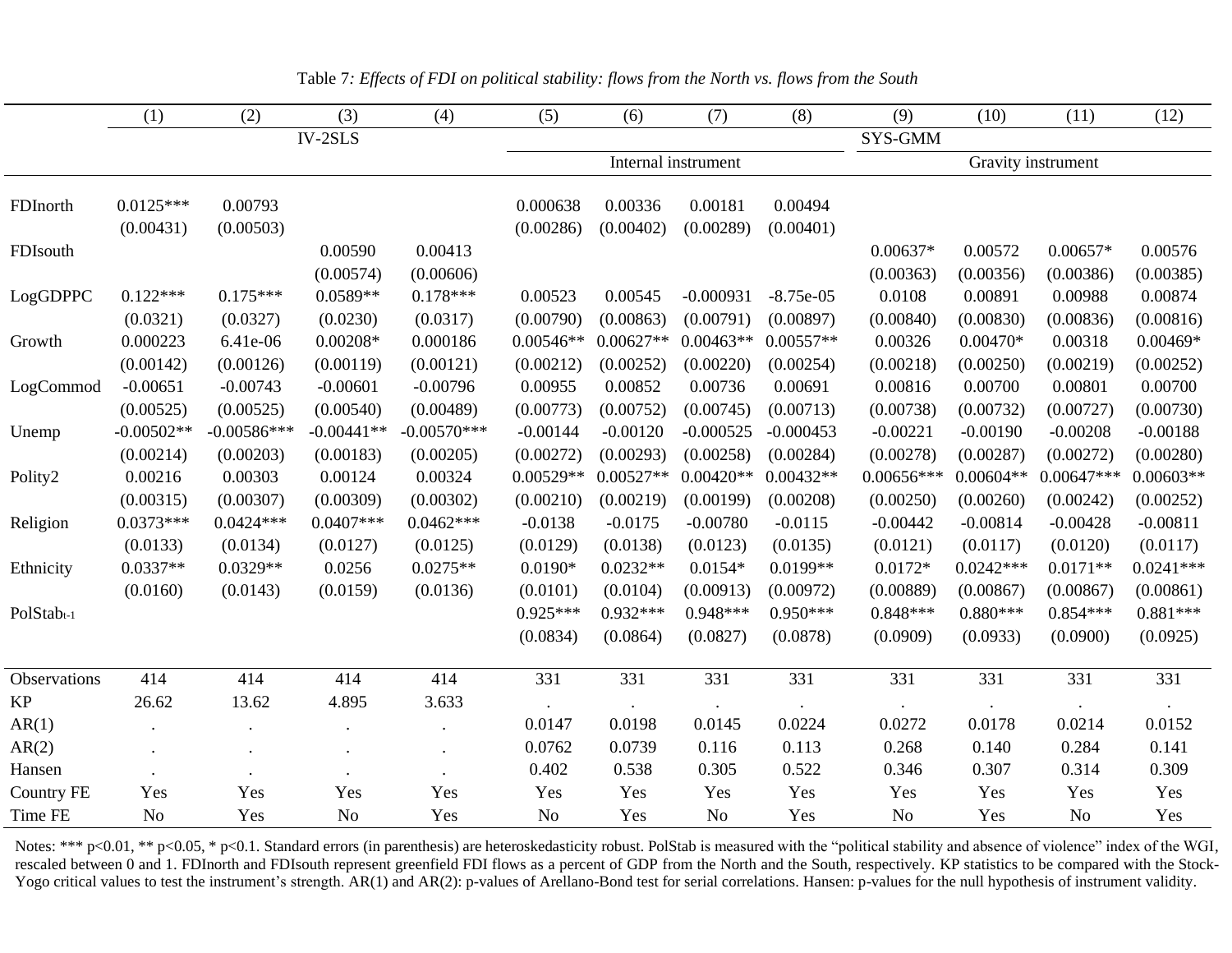Table 7: *Effects of FDI on political stability: flows from the North vs. flows from the South*

| | (1) | (2) | (3) | (4) | (5) | (6) | (7) | (8) | (9) | (10) | (11) | (12) |
|---|---|---|---|---|---|---|---|---|---|---|---|---|
| | IV-2SLS | | | | | | | | SYS-GMM | | | |
| | | | | | Internal instrument | | | | Gravity instrument | | | |
| FDInorth | 0.0125*** | 0.00793 | | | 0.000638 | 0.00336 | 0.00181 | 0.00494 | | | | |
| | (0.00431) | (0.00503) | | | (0.00286) | (0.00402) | (0.00289) | (0.00401) | | | | |
| FDIsouth | | | 0.00590 | 0.00413 | | | | | 0.00637* | 0.00572 | 0.00657* | 0.00576 |
| | | | (0.00574) | (0.00606) | | | | | (0.00363) | (0.00356) | (0.00386) | (0.00385) |
| LogGDPPC | 0.122*** | 0.175*** | 0.0589** | 0.178*** | 0.00523 | 0.00545 | -0.000931 | -8.75e-05 | 0.0108 | 0.00891 | 0.00988 | 0.00874 |
| | (0.0321) | (0.0327) | (0.0230) | (0.0317) | (0.00790) | (0.00863) | (0.00791) | (0.00897) | (0.00840) | (0.00830) | (0.00836) | (0.00816) |
| Growth | 0.000223 | 6.41e-06 | 0.00208* | 0.000186 | 0.00546** | 0.00627** | 0.00463** | 0.00557** | 0.00326 | 0.00470* | 0.00318 | 0.00469* |
| | (0.00142) | (0.00126) | (0.00119) | (0.00121) | (0.00212) | (0.00252) | (0.00220) | (0.00254) | (0.00218) | (0.00250) | (0.00219) | (0.00252) |
| LogCommod | -0.00651 | -0.00743 | -0.00601 | -0.00796 | 0.00955 | 0.00852 | 0.00736 | 0.00691 | 0.00816 | 0.00700 | 0.00801 | 0.00700 |
| | (0.00525) | (0.00525) | (0.00540) | (0.00489) | (0.00773) | (0.00752) | (0.00745) | (0.00713) | (0.00738) | (0.00732) | (0.00727) | (0.00730) |
| Unemp | -0.00502** | -0.00586*** | -0.00441** | -0.00570*** | -0.00144 | -0.00120 | -0.000525 | -0.000453 | -0.00221 | -0.00190 | -0.00208 | -0.00188 |
| | (0.00214) | (0.00203) | (0.00183) | (0.00205) | (0.00272) | (0.00293) | (0.00258) | (0.00284) | (0.00278) | (0.00287) | (0.00272) | (0.00280) |
| Polity2 | 0.00216 | 0.00303 | 0.00124 | 0.00324 | 0.00529** | 0.00527** | 0.00420** | 0.00432** | 0.00656*** | 0.00604** | 0.00647*** | 0.00603** |
| | (0.00315) | (0.00307) | (0.00309) | (0.00302) | (0.00210) | (0.00219) | (0.00199) | (0.00208) | (0.00250) | (0.00260) | (0.00242) | (0.00252) |
| Religion | 0.0373*** | 0.0424*** | 0.0407*** | 0.0462*** | -0.0138 | -0.0175 | -0.00780 | -0.0115 | -0.00442 | -0.00814 | -0.00428 | -0.00811 |
| | (0.0133) | (0.0134) | (0.0127) | (0.0125) | (0.0129) | (0.0138) | (0.0123) | (0.0135) | (0.0121) | (0.0117) | (0.0120) | (0.0117) |
| Ethnicity | 0.0337** | 0.0329** | 0.0256 | 0.0275** | 0.0190* | 0.0232** | 0.0154* | 0.0199** | 0.0172* | 0.0242*** | 0.0171** | 0.0241*** |
| | (0.0160) | (0.0143) | (0.0159) | (0.0136) | (0.0101) | (0.0104) | (0.00913) | (0.00972) | (0.00889) | (0.00867) | (0.00867) | (0.00861) |
| $PolStab_{t-1}$ | | | | | 0.925*** | 0.932*** | 0.948*** | 0.950*** | 0.848*** | 0.880*** | 0.854*** | 0.881*** |
| | | | | | (0.0834) | (0.0864) | (0.0827) | (0.0878) | (0.0909) | (0.0933) | (0.0900) | (0.0925) |
| Observations | 414 | 414 | 414 | 414 | 331 | 331 | 331 | 331 | 331 | 331 | 331 | 331 |
| KP | 26.62 | 13.62 | 4.895 | 3.633 | . | . | . | . | . | . | . | . |
| AR(1) | . | . | . | . | 0.0147 | 0.0198 | 0.0145 | 0.0224 | 0.0272 | 0.0178 | 0.0214 | 0.0152 |
| AR(2) | . | . | . | . | 0.0762 | 0.0739 | 0.116 | 0.113 | 0.268 | 0.140 | 0.284 | 0.141 |
| Hansen | . | . | . | . | 0.402 | 0.538 | 0.305 | 0.522 | 0.346 | 0.307 | 0.314 | 0.309 |
| Country FE | Yes | Yes | Yes | Yes | Yes | Yes | Yes | Yes | Yes | Yes | Yes | Yes |
| Time FE | No | Yes | No | Yes | No | Yes | No | Yes | No | Yes | No | Yes |

Notes: *** p<0.01, ** p<0.05, * p<0.1. Standard errors (in parenthesis) are heteroskedasticity robust. PolStab is measured with the "political stability and absence of violence" index of the WGI, rescaled between 0 and 1. FDInorth and FDIsouth represent greenfield FDI flows as a percent of GDP from the North and the South, respectively. KP statistics to be compared with the Stock-Yogo critical values to test the instrument's strength. AR(1) and AR(2): p-values of Arellano-Bond test for serial correlations. Hansen: p-values for the null hypothesis of instrument validity.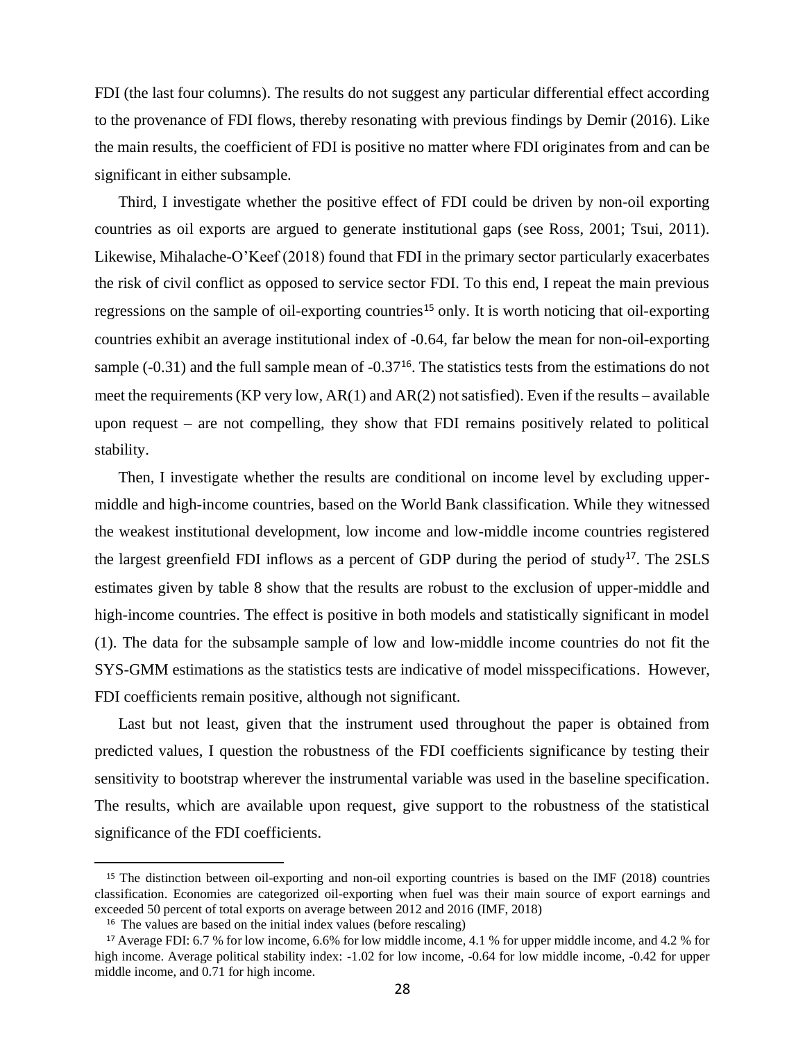FDI (the last four columns). The results do not suggest any particular differential effect according to the provenance of FDI flows, thereby resonating with previous findings by Demir (2016). Like the main results, the coefficient of FDI is positive no matter where FDI originates from and can be significant in either subsample.

Third, I investigate whether the positive effect of FDI could be driven by non-oil exporting countries as oil exports are argued to generate institutional gaps (see Ross, 2001; Tsui, 2011). Likewise, Mihalache-O'Keef (2018) found that FDI in the primary sector particularly exacerbates the risk of civil conflict as opposed to service sector FDI. To this end, I repeat the main previous regressions on the sample of oil-exporting countries[15] only. It is worth noticing that oil-exporting countries exhibit an average institutional index of -0.64, far below the mean for non-oil-exporting sample (-0.31) and the full sample mean of -0.37[16]. The statistics tests from the estimations do not meet the requirements (KP very low, AR(1) and AR(2) not satisfied). Even if the results – available upon request – are not compelling, they show that FDI remains positively related to political stability.

Then, I investigate whether the results are conditional on income level by excluding upper-middle and high-income countries, based on the World Bank classification. While they witnessed the weakest institutional development, low income and low-middle income countries registered the largest greenfield FDI inflows as a percent of GDP during the period of study[17]. The 2SLS estimates given by table 8 show that the results are robust to the exclusion of upper-middle and high-income countries. The effect is positive in both models and statistically significant in model (1). The data for the subsample sample of low and low-middle income countries do not fit the SYS-GMM estimations as the statistics tests are indicative of model misspecifications. However, FDI coefficients remain positive, although not significant.

Last but not least, given that the instrument used throughout the paper is obtained from predicted values, I question the robustness of the FDI coefficients significance by testing their sensitivity to bootstrap wherever the instrumental variable was used in the baseline specification. The results, which are available upon request, give support to the robustness of the statistical significance of the FDI coefficients.

---

[15] The distinction between oil-exporting and non-oil exporting countries is based on the IMF (2018) countries classification. Economies are categorized oil-exporting when fuel was their main source of export earnings and exceeded 50 percent of total exports on average between 2012 and 2016 (IMF, 2018)

[16] The values are based on the initial index values (before rescaling)

[17] Average FDI: 6.7 % for low income, 6.6% for low middle income, 4.1 % for upper middle income, and 4.2 % for high income. Average political stability index: -1.02 for low income, -0.64 for low middle income, -0.42 for upper middle income, and 0.71 for high income.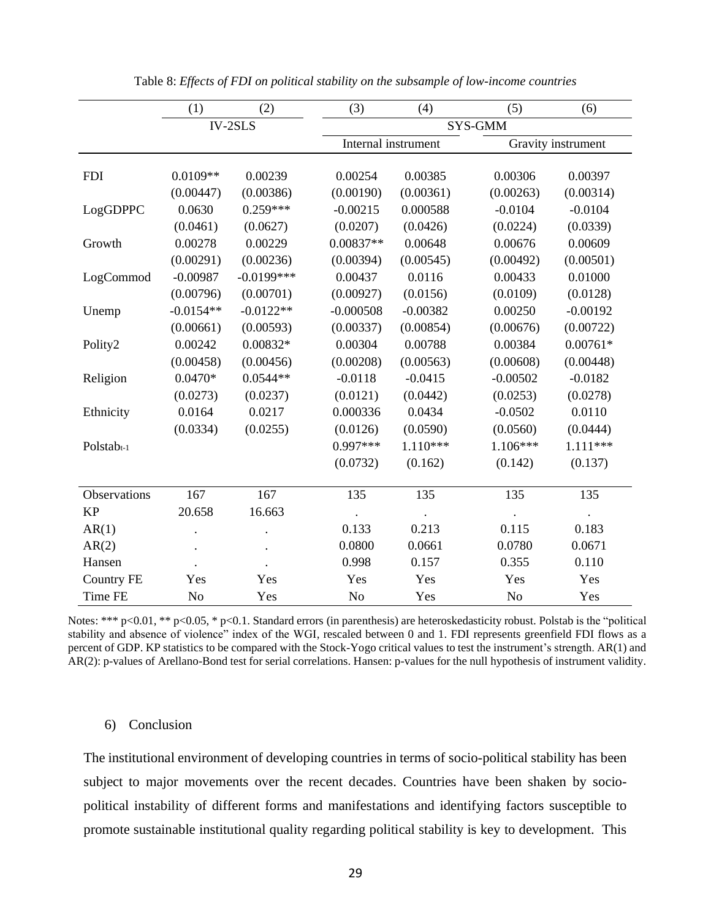Table 8: *Effects of FDI on political stability on the subsample of low-income countries*

| | (1) | (2) | (3) | (4) | (5) | (6) |
|---|---|---|---|---|---|---|
| | IV-2SLS | | SYS-GMM | | | |
| | | | Internal instrument | | Gravity instrument | |
| FDI | 0.0109** | 0.00239 | 0.00254 | 0.00385 | 0.00306 | 0.00397 |
| | (0.00447) | (0.00386) | (0.00190) | (0.00361) | (0.00263) | (0.00314) |
| LogGDPPC | 0.0630 | 0.259*** | -0.00215 | 0.000588 | -0.0104 | -0.0104 |
| | (0.0461) | (0.0627) | (0.0207) | (0.0426) | (0.0224) | (0.0339) |
| Growth | 0.00278 | 0.00229 | 0.00837** | 0.00648 | 0.00676 | 0.00609 |
| | (0.00291) | (0.00236) | (0.00394) | (0.00545) | (0.00492) | (0.00501) |
| LogCommod | -0.00987 | -0.0199*** | 0.00437 | 0.0116 | 0.00433 | 0.01000 |
| | (0.00796) | (0.00701) | (0.00927) | (0.0156) | (0.0109) | (0.0128) |
| Unemp | -0.0154** | -0.0122** | -0.000508 | -0.00382 | 0.00250 | -0.00192 |
| | (0.00661) | (0.00593) | (0.00337) | (0.00854) | (0.00676) | (0.00722) |
| Polity2 | 0.00242 | 0.00832* | 0.00304 | 0.00788 | 0.00384 | 0.00761* |
| | (0.00458) | (0.00456) | (0.00208) | (0.00563) | (0.00608) | (0.00448) |
| Religion | 0.0470* | 0.0544** | -0.0118 | -0.0415 | -0.00502 | -0.0182 |
| | (0.0273) | (0.0237) | (0.0121) | (0.0442) | (0.0253) | (0.0278) |
| Ethnicity | 0.0164 | 0.0217 | 0.000336 | 0.0434 | -0.0502 | 0.0110 |
| | (0.0334) | (0.0255) | (0.0126) | (0.0590) | (0.0560) | (0.0444) |
| $Polstab_{t-1}$ | | | 0.997*** | 1.110*** | 1.106*** | 1.111*** |
| | | | (0.0732) | (0.162) | (0.142) | (0.137) |
| Observations | 167 | 167 | 135 | 135 | 135 | 135 |
| KP | 20.658 | 16.663 | . | . | . | . |
| AR(1) | . | . | 0.133 | 0.213 | 0.115 | 0.183 |
| AR(2) | . | . | 0.0800 | 0.0661 | 0.0780 | 0.0671 |
| Hansen | . | . | 0.998 | 0.157 | 0.355 | 0.110 |
| Country FE | Yes | Yes | Yes | Yes | Yes | Yes |
| Time FE | No | Yes | No | Yes | No | Yes |

Notes: *** p<0.01, ** p<0.05, * p<0.1. Standard errors (in parenthesis) are heteroskedasticity robust. Polstab is the "political stability and absence of violence" index of the WGI, rescaled between 0 and 1. FDI represents greenfield FDI flows as a percent of GDP. KP statistics to be compared with the Stock-Yogo critical values to test the instrument's strength. AR(1) and AR(2): p-values of Arellano-Bond test for serial correlations. Hansen: p-values for the null hypothesis of instrument validity.

## 6) Conclusion

The institutional environment of developing countries in terms of socio-political stability has been subject to major movements over the recent decades. Countries have been shaken by socio-political instability of different forms and manifestations and identifying factors susceptible to promote sustainable institutional quality regarding political stability is key to development. This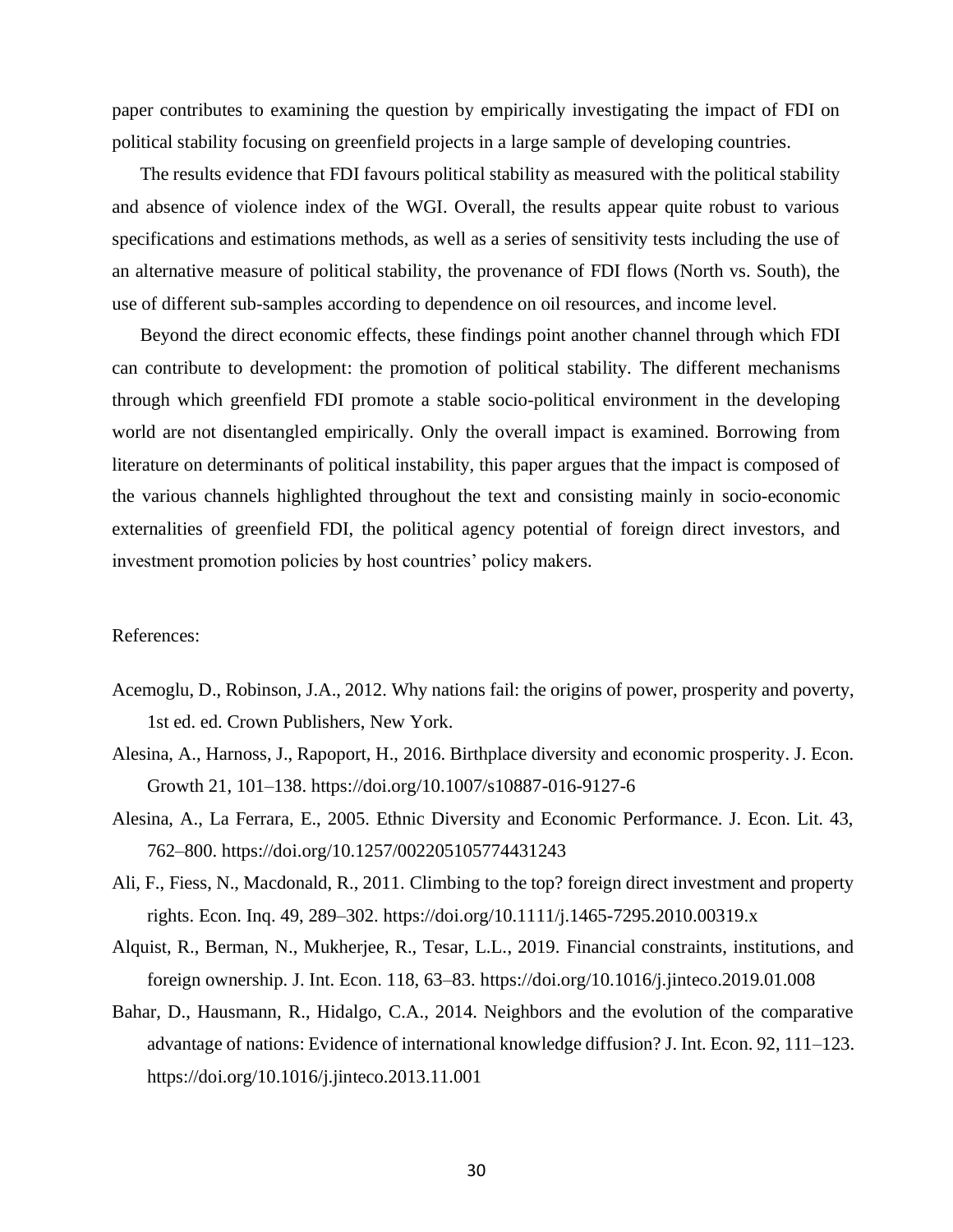paper contributes to examining the question by empirically investigating the impact of FDI on political stability focusing on greenfield projects in a large sample of developing countries.

The results evidence that FDI favours political stability as measured with the political stability and absence of violence index of the WGI. Overall, the results appear quite robust to various specifications and estimations methods, as well as a series of sensitivity tests including the use of an alternative measure of political stability, the provenance of FDI flows (North vs. South), the use of different sub-samples according to dependence on oil resources, and income level.

Beyond the direct economic effects, these findings point another channel through which FDI can contribute to development: the promotion of political stability. The different mechanisms through which greenfield FDI promote a stable socio-political environment in the developing world are not disentangled empirically. Only the overall impact is examined. Borrowing from literature on determinants of political instability, this paper argues that the impact is composed of the various channels highlighted throughout the text and consisting mainly in socio-economic externalities of greenfield FDI, the political agency potential of foreign direct investors, and investment promotion policies by host countries' policy makers.

References:

Acemoglu, D., Robinson, J.A., 2012. Why nations fail: the origins of power, prosperity and poverty, 1st ed. ed. Crown Publishers, New York.

Alesina, A., Harnoss, J., Rapoport, H., 2016. Birthplace diversity and economic prosperity. J. Econ. Growth 21, 101–138. https://doi.org/10.1007/s10887-016-9127-6

Alesina, A., La Ferrara, E., 2005. Ethnic Diversity and Economic Performance. J. Econ. Lit. 43, 762–800. https://doi.org/10.1257/002205105774431243

Ali, F., Fiess, N., Macdonald, R., 2011. Climbing to the top? foreign direct investment and property rights. Econ. Inq. 49, 289–302. https://doi.org/10.1111/j.1465-7295.2010.00319.x

Alquist, R., Berman, N., Mukherjee, R., Tesar, L.L., 2019. Financial constraints, institutions, and foreign ownership. J. Int. Econ. 118, 63–83. https://doi.org/10.1016/j.jinteco.2019.01.008

Bahar, D., Hausmann, R., Hidalgo, C.A., 2014. Neighbors and the evolution of the comparative advantage of nations: Evidence of international knowledge diffusion? J. Int. Econ. 92, 111–123. https://doi.org/10.1016/j.jinteco.2013.11.001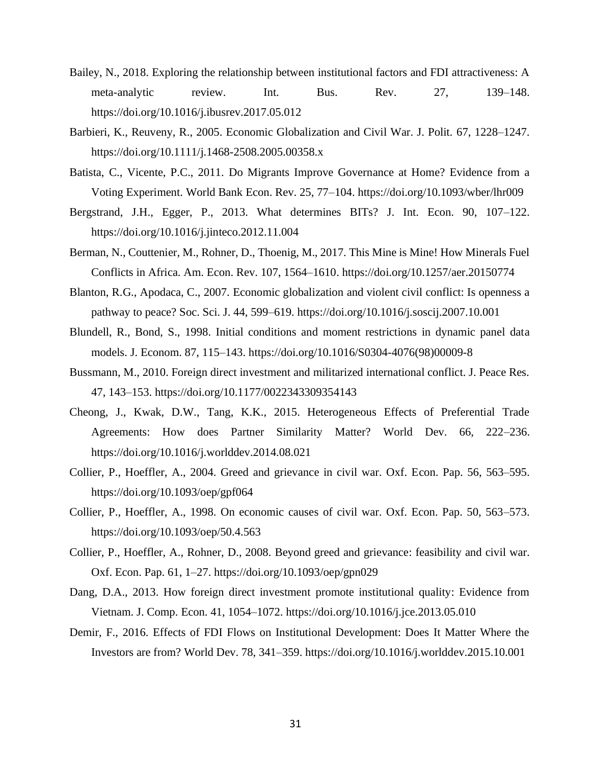Bailey, N., 2018. Exploring the relationship between institutional factors and FDI attractiveness: A meta-analytic review. Int. Bus. Rev. 27, 139–148. https://doi.org/10.1016/j.ibusrev.2017.05.012

Barbieri, K., Reuveny, R., 2005. Economic Globalization and Civil War. J. Polit. 67, 1228–1247. https://doi.org/10.1111/j.1468-2508.2005.00358.x

Batista, C., Vicente, P.C., 2011. Do Migrants Improve Governance at Home? Evidence from a Voting Experiment. World Bank Econ. Rev. 25, 77–104. https://doi.org/10.1093/wber/lhr009

Bergstrand, J.H., Egger, P., 2013. What determines BITs? J. Int. Econ. 90, 107–122. https://doi.org/10.1016/j.jinteco.2012.11.004

Berman, N., Couttenier, M., Rohner, D., Thoenig, M., 2017. This Mine is Mine! How Minerals Fuel Conflicts in Africa. Am. Econ. Rev. 107, 1564–1610. https://doi.org/10.1257/aer.20150774

Blanton, R.G., Apodaca, C., 2007. Economic globalization and violent civil conflict: Is openness a pathway to peace? Soc. Sci. J. 44, 599–619. https://doi.org/10.1016/j.soscij.2007.10.001

Blundell, R., Bond, S., 1998. Initial conditions and moment restrictions in dynamic panel data models. J. Econom. 87, 115–143. https://doi.org/10.1016/S0304-4076(98)00009-8

Bussmann, M., 2010. Foreign direct investment and militarized international conflict. J. Peace Res. 47, 143–153. https://doi.org/10.1177/0022343309354143

Cheong, J., Kwak, D.W., Tang, K.K., 2015. Heterogeneous Effects of Preferential Trade Agreements: How does Partner Similarity Matter? World Dev. 66, 222–236. https://doi.org/10.1016/j.worlddev.2014.08.021

Collier, P., Hoeffler, A., 2004. Greed and grievance in civil war. Oxf. Econ. Pap. 56, 563–595. https://doi.org/10.1093/oep/gpf064

Collier, P., Hoeffler, A., 1998. On economic causes of civil war. Oxf. Econ. Pap. 50, 563–573. https://doi.org/10.1093/oep/50.4.563

Collier, P., Hoeffler, A., Rohner, D., 2008. Beyond greed and grievance: feasibility and civil war. Oxf. Econ. Pap. 61, 1–27. https://doi.org/10.1093/oep/gpn029

Dang, D.A., 2013. How foreign direct investment promote institutional quality: Evidence from Vietnam. J. Comp. Econ. 41, 1054–1072. https://doi.org/10.1016/j.jce.2013.05.010

Demir, F., 2016. Effects of FDI Flows on Institutional Development: Does It Matter Where the Investors are from? World Dev. 78, 341–359. https://doi.org/10.1016/j.worlddev.2015.10.001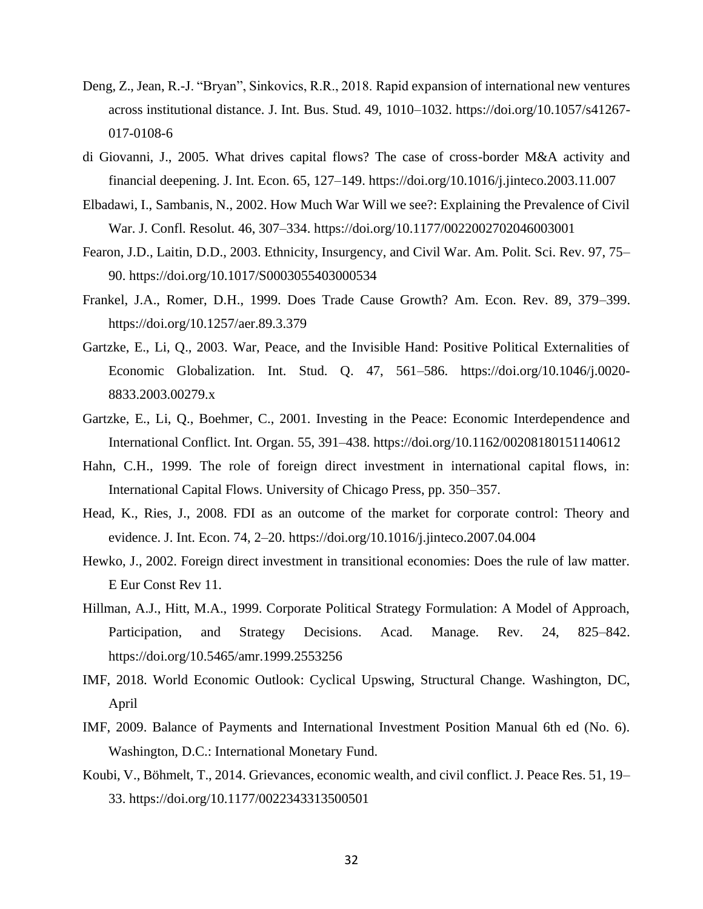Deng, Z., Jean, R.-J. "Bryan", Sinkovics, R.R., 2018. Rapid expansion of international new ventures across institutional distance. J. Int. Bus. Stud. 49, 1010–1032. https://doi.org/10.1057/s41267-017-0108-6

di Giovanni, J., 2005. What drives capital flows? The case of cross-border M&A activity and financial deepening. J. Int. Econ. 65, 127–149. https://doi.org/10.1016/j.jinteco.2003.11.007

Elbadawi, I., Sambanis, N., 2002. How Much War Will we see?: Explaining the Prevalence of Civil War. J. Confl. Resolut. 46, 307–334. https://doi.org/10.1177/0022002702046003001

Fearon, J.D., Laitin, D.D., 2003. Ethnicity, Insurgency, and Civil War. Am. Polit. Sci. Rev. 97, 75–90. https://doi.org/10.1017/S0003055403000534

Frankel, J.A., Romer, D.H., 1999. Does Trade Cause Growth? Am. Econ. Rev. 89, 379–399. https://doi.org/10.1257/aer.89.3.379

Gartzke, E., Li, Q., 2003. War, Peace, and the Invisible Hand: Positive Political Externalities of Economic Globalization. Int. Stud. Q. 47, 561–586. https://doi.org/10.1046/j.0020-8833.2003.00279.x

Gartzke, E., Li, Q., Boehmer, C., 2001. Investing in the Peace: Economic Interdependence and International Conflict. Int. Organ. 55, 391–438. https://doi.org/10.1162/00208180151140612

Hahn, C.H., 1999. The role of foreign direct investment in international capital flows, in: International Capital Flows. University of Chicago Press, pp. 350–357.

Head, K., Ries, J., 2008. FDI as an outcome of the market for corporate control: Theory and evidence. J. Int. Econ. 74, 2–20. https://doi.org/10.1016/j.jinteco.2007.04.004

Hewko, J., 2002. Foreign direct investment in transitional economies: Does the rule of law matter. E Eur Const Rev 11.

Hillman, A.J., Hitt, M.A., 1999. Corporate Political Strategy Formulation: A Model of Approach, Participation, and Strategy Decisions. Acad. Manage. Rev. 24, 825–842. https://doi.org/10.5465/amr.1999.2553256

IMF, 2018. World Economic Outlook: Cyclical Upswing, Structural Change. Washington, DC, April

IMF, 2009. Balance of Payments and International Investment Position Manual 6th ed (No. 6). Washington, D.C.: International Monetary Fund.

Koubi, V., Böhmelt, T., 2014. Grievances, economic wealth, and civil conflict. J. Peace Res. 51, 19–33. https://doi.org/10.1177/0022343313500501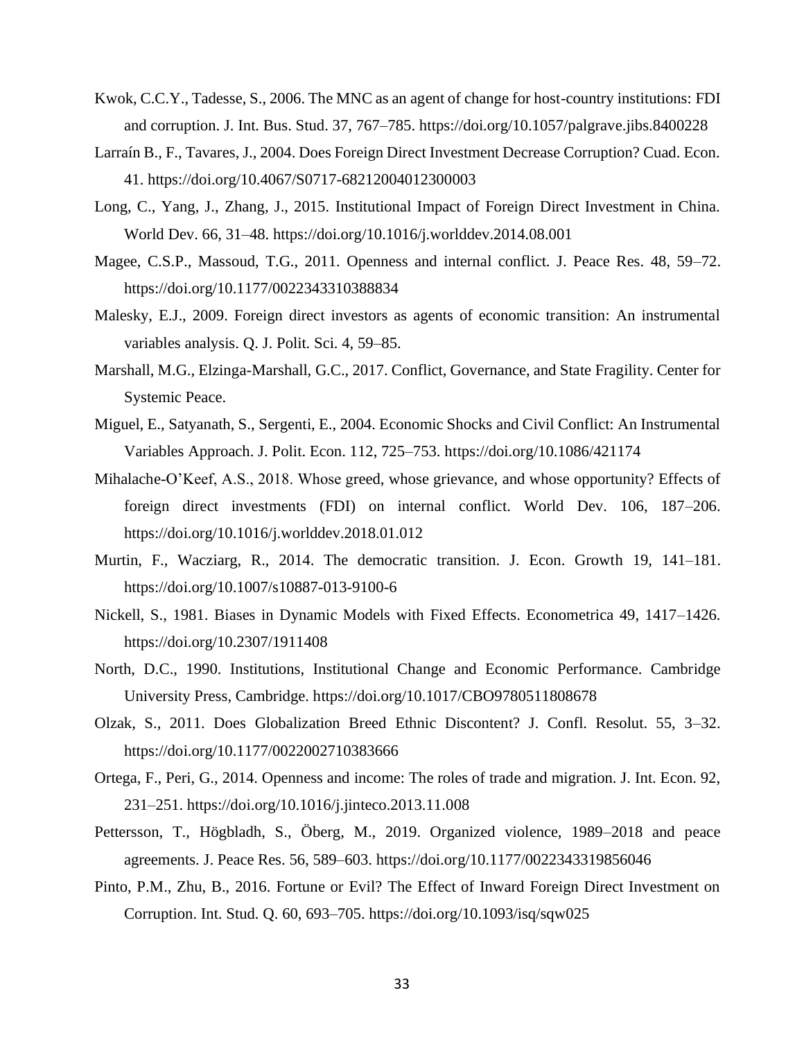Kwok, C.C.Y., Tadesse, S., 2006. The MNC as an agent of change for host-country institutions: FDI and corruption. J. Int. Bus. Stud. 37, 767–785. https://doi.org/10.1057/palgrave.jibs.8400228

Larraín B., F., Tavares, J., 2004. Does Foreign Direct Investment Decrease Corruption? Cuad. Econ. 41. https://doi.org/10.4067/S0717-68212004012300003

Long, C., Yang, J., Zhang, J., 2015. Institutional Impact of Foreign Direct Investment in China. World Dev. 66, 31–48. https://doi.org/10.1016/j.worlddev.2014.08.001

Magee, C.S.P., Massoud, T.G., 2011. Openness and internal conflict. J. Peace Res. 48, 59–72. https://doi.org/10.1177/0022343310388834

Malesky, E.J., 2009. Foreign direct investors as agents of economic transition: An instrumental variables analysis. Q. J. Polit. Sci. 4, 59–85.

Marshall, M.G., Elzinga-Marshall, G.C., 2017. Conflict, Governance, and State Fragility. Center for Systemic Peace.

Miguel, E., Satyanath, S., Sergenti, E., 2004. Economic Shocks and Civil Conflict: An Instrumental Variables Approach. J. Polit. Econ. 112, 725–753. https://doi.org/10.1086/421174

Mihalache-O'Keef, A.S., 2018. Whose greed, whose grievance, and whose opportunity? Effects of foreign direct investments (FDI) on internal conflict. World Dev. 106, 187–206. https://doi.org/10.1016/j.worlddev.2018.01.012

Murtin, F., Wacziarg, R., 2014. The democratic transition. J. Econ. Growth 19, 141–181. https://doi.org/10.1007/s10887-013-9100-6

Nickell, S., 1981. Biases in Dynamic Models with Fixed Effects. Econometrica 49, 1417–1426. https://doi.org/10.2307/1911408

North, D.C., 1990. Institutions, Institutional Change and Economic Performance. Cambridge University Press, Cambridge. https://doi.org/10.1017/CBO9780511808678

Olzak, S., 2011. Does Globalization Breed Ethnic Discontent? J. Confl. Resolut. 55, 3–32. https://doi.org/10.1177/0022002710383666

Ortega, F., Peri, G., 2014. Openness and income: The roles of trade and migration. J. Int. Econ. 92, 231–251. https://doi.org/10.1016/j.jinteco.2013.11.008

Pettersson, T., Högbladh, S., Öberg, M., 2019. Organized violence, 1989–2018 and peace agreements. J. Peace Res. 56, 589–603. https://doi.org/10.1177/0022343319856046

Pinto, P.M., Zhu, B., 2016. Fortune or Evil? The Effect of Inward Foreign Direct Investment on Corruption. Int. Stud. Q. 60, 693–705. https://doi.org/10.1093/isq/sqw025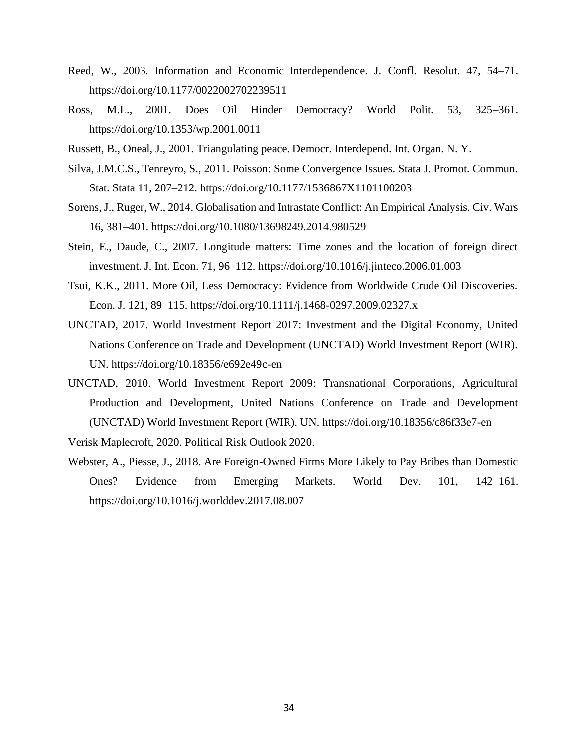Reed, W., 2003. Information and Economic Interdependence. J. Confl. Resolut. 47, 54–71. https://doi.org/10.1177/0022002702239511

Ross, M.L., 2001. Does Oil Hinder Democracy? World Polit. 53, 325–361. https://doi.org/10.1353/wp.2001.0011

Russett, B., Oneal, J., 2001. Triangulating peace. Democr. Interdepend. Int. Organ. N. Y.

Silva, J.M.C.S., Tenreyro, S., 2011. Poisson: Some Convergence Issues. Stata J. Promot. Commun. Stat. Stata 11, 207–212. https://doi.org/10.1177/1536867X1101100203

Sorens, J., Ruger, W., 2014. Globalisation and Intrastate Conflict: An Empirical Analysis. Civ. Wars 16, 381–401. https://doi.org/10.1080/13698249.2014.980529

Stein, E., Daude, C., 2007. Longitude matters: Time zones and the location of foreign direct investment. J. Int. Econ. 71, 96–112. https://doi.org/10.1016/j.jinteco.2006.01.003

Tsui, K.K., 2011. More Oil, Less Democracy: Evidence from Worldwide Crude Oil Discoveries. Econ. J. 121, 89–115. https://doi.org/10.1111/j.1468-0297.2009.02327.x

UNCTAD, 2017. World Investment Report 2017: Investment and the Digital Economy, United Nations Conference on Trade and Development (UNCTAD) World Investment Report (WIR). UN. https://doi.org/10.18356/e692e49c-en

UNCTAD, 2010. World Investment Report 2009: Transnational Corporations, Agricultural Production and Development, United Nations Conference on Trade and Development (UNCTAD) World Investment Report (WIR). UN. https://doi.org/10.18356/c86f33e7-en

Verisk Maplecroft, 2020. Political Risk Outlook 2020.

Webster, A., Piesse, J., 2018. Are Foreign-Owned Firms More Likely to Pay Bribes than Domestic Ones? Evidence from Emerging Markets. World Dev. 101, 142–161. https://doi.org/10.1016/j.worlddev.2017.08.007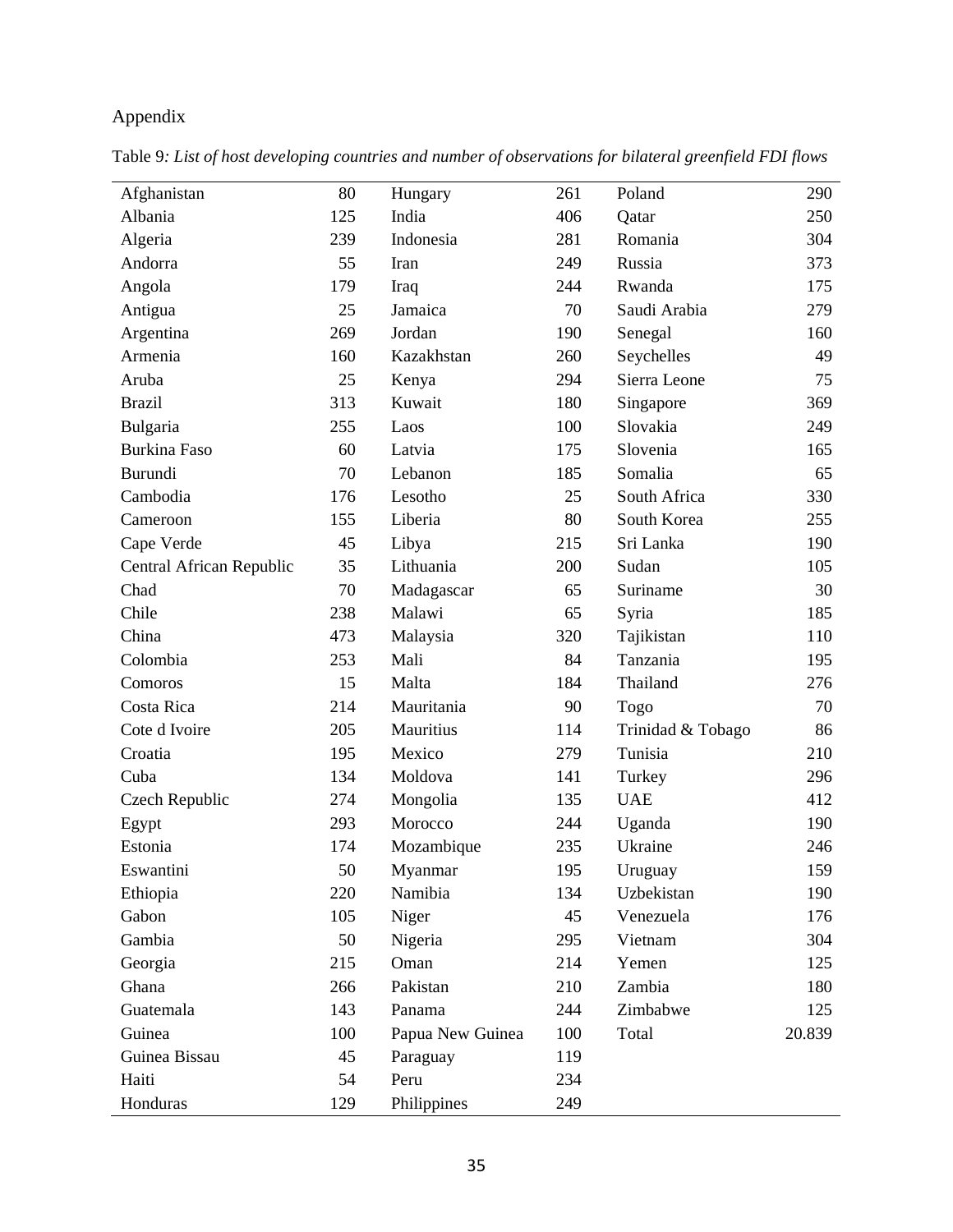Appendix

Table 9*: List of host developing countries and number of observations for bilateral greenfield FDI flows*

| | | | | | |
|---|---|---|---|---|---|
| Afghanistan | 80 | Hungary | 261 | Poland | 290 |
| Albania | 125 | India | 406 | Qatar | 250 |
| Algeria | 239 | Indonesia | 281 | Romania | 304 |
| Andorra | 55 | Iran | 249 | Russia | 373 |
| Angola | 179 | Iraq | 244 | Rwanda | 175 |
| Antigua | 25 | Jamaica | 70 | Saudi Arabia | 279 |
| Argentina | 269 | Jordan | 190 | Senegal | 160 |
| Armenia | 160 | Kazakhstan | 260 | Seychelles | 49 |
| Aruba | 25 | Kenya | 294 | Sierra Leone | 75 |
| Brazil | 313 | Kuwait | 180 | Singapore | 369 |
| Bulgaria | 255 | Laos | 100 | Slovakia | 249 |
| Burkina Faso | 60 | Latvia | 175 | Slovenia | 165 |
| Burundi | 70 | Lebanon | 185 | Somalia | 65 |
| Cambodia | 176 | Lesotho | 25 | South Africa | 330 |
| Cameroon | 155 | Liberia | 80 | South Korea | 255 |
| Cape Verde | 45 | Libya | 215 | Sri Lanka | 190 |
| Central African Republic | 35 | Lithuania | 200 | Sudan | 105 |
| Chad | 70 | Madagascar | 65 | Suriname | 30 |
| Chile | 238 | Malawi | 65 | Syria | 185 |
| China | 473 | Malaysia | 320 | Tajikistan | 110 |
| Colombia | 253 | Mali | 84 | Tanzania | 195 |
| Comoros | 15 | Malta | 184 | Thailand | 276 |
| Costa Rica | 214 | Mauritania | 90 | Togo | 70 |
| Cote d Ivoire | 205 | Mauritius | 114 | Trinidad & Tobago | 86 |
| Croatia | 195 | Mexico | 279 | Tunisia | 210 |
| Cuba | 134 | Moldova | 141 | Turkey | 296 |
| Czech Republic | 274 | Mongolia | 135 | UAE | 412 |
| Egypt | 293 | Morocco | 244 | Uganda | 190 |
| Estonia | 174 | Mozambique | 235 | Ukraine | 246 |
| Eswantini | 50 | Myanmar | 195 | Uruguay | 159 |
| Ethiopia | 220 | Namibia | 134 | Uzbekistan | 190 |
| Gabon | 105 | Niger | 45 | Venezuela | 176 |
| Gambia | 50 | Nigeria | 295 | Vietnam | 304 |
| Georgia | 215 | Oman | 214 | Yemen | 125 |
| Ghana | 266 | Pakistan | 210 | Zambia | 180 |
| Guatemala | 143 | Panama | 244 | Zimbabwe | 125 |
| Guinea | 100 | Papua New Guinea | 100 | Total | 20.839 |
| Guinea Bissau | 45 | Paraguay | 119 | | |
| Haiti | 54 | Peru | 234 | | |
| Honduras | 129 | Philippines | 249 | | |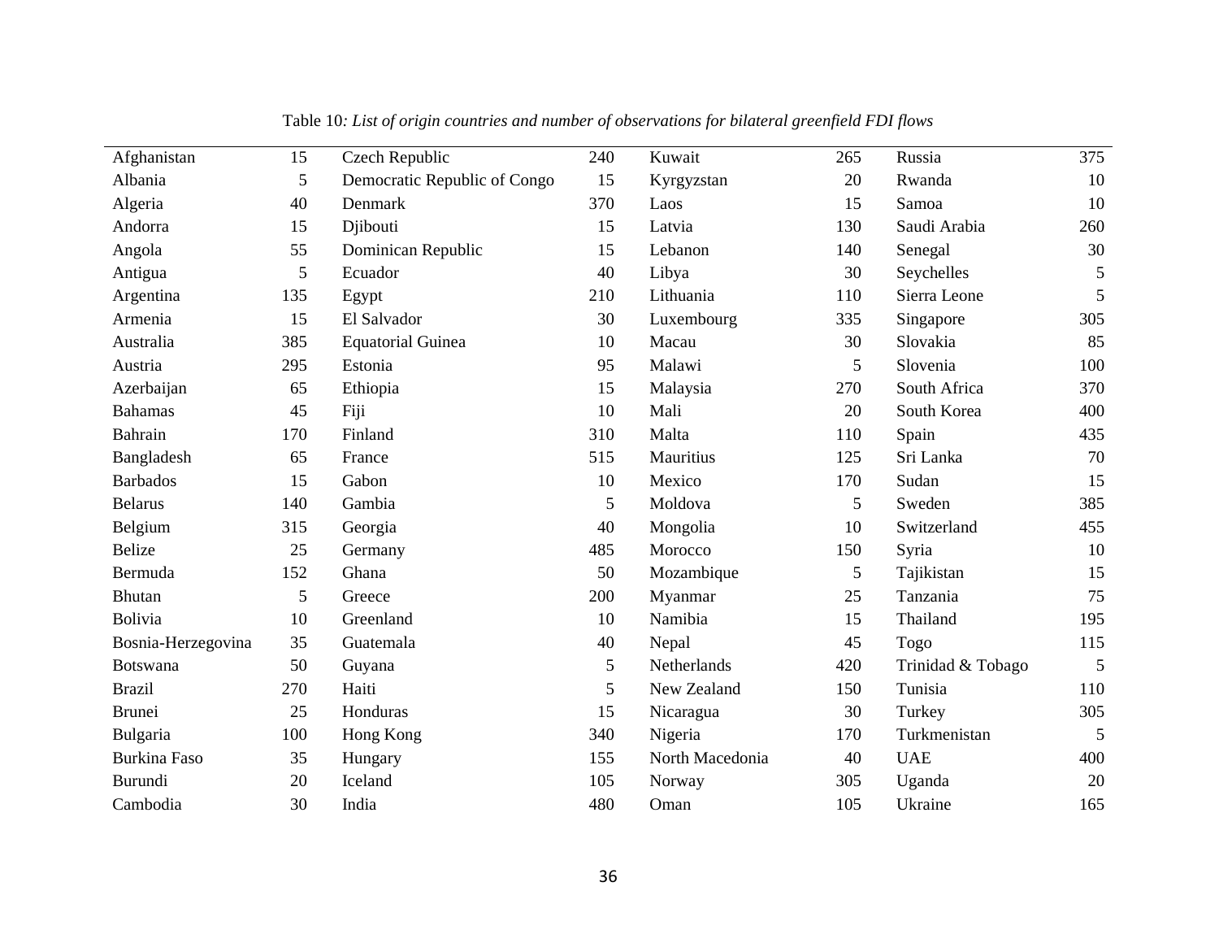Table 10*: List of origin countries and number of observations for bilateral greenfield FDI flows*

| | | | | | | | |
|---|---|---|---|---|---|---|---|
| Afghanistan | 15 | Czech Republic | 240 | Kuwait | 265 | Russia | 375 |
| Albania | 5 | Democratic Republic of Congo | 15 | Kyrgyzstan | 20 | Rwanda | 10 |
| Algeria | 40 | Denmark | 370 | Laos | 15 | Samoa | 10 |
| Andorra | 15 | Djibouti | 15 | Latvia | 130 | Saudi Arabia | 260 |
| Angola | 55 | Dominican Republic | 15 | Lebanon | 140 | Senegal | 30 |
| Antigua | 5 | Ecuador | 40 | Libya | 30 | Seychelles | 5 |
| Argentina | 135 | Egypt | 210 | Lithuania | 110 | Sierra Leone | 5 |
| Armenia | 15 | El Salvador | 30 | Luxembourg | 335 | Singapore | 305 |
| Australia | 385 | Equatorial Guinea | 10 | Macau | 30 | Slovakia | 85 |
| Austria | 295 | Estonia | 95 | Malawi | 5 | Slovenia | 100 |
| Azerbaijan | 65 | Ethiopia | 15 | Malaysia | 270 | South Africa | 370 |
| Bahamas | 45 | Fiji | 10 | Mali | 20 | South Korea | 400 |
| Bahrain | 170 | Finland | 310 | Malta | 110 | Spain | 435 |
| Bangladesh | 65 | France | 515 | Mauritius | 125 | Sri Lanka | 70 |
| Barbados | 15 | Gabon | 10 | Mexico | 170 | Sudan | 15 |
| Belarus | 140 | Gambia | 5 | Moldova | 5 | Sweden | 385 |
| Belgium | 315 | Georgia | 40 | Mongolia | 10 | Switzerland | 455 |
| Belize | 25 | Germany | 485 | Morocco | 150 | Syria | 10 |
| Bermuda | 152 | Ghana | 50 | Mozambique | 5 | Tajikistan | 15 |
| Bhutan | 5 | Greece | 200 | Myanmar | 25 | Tanzania | 75 |
| Bolivia | 10 | Greenland | 10 | Namibia | 15 | Thailand | 195 |
| Bosnia-Herzegovina | 35 | Guatemala | 40 | Nepal | 45 | Togo | 115 |
| Botswana | 50 | Guyana | 5 | Netherlands | 420 | Trinidad & Tobago | 5 |
| Brazil | 270 | Haiti | 5 | New Zealand | 150 | Tunisia | 110 |
| Brunei | 25 | Honduras | 15 | Nicaragua | 30 | Turkey | 305 |
| Bulgaria | 100 | Hong Kong | 340 | Nigeria | 170 | Turkmenistan | 5 |
| Burkina Faso | 35 | Hungary | 155 | North Macedonia | 40 | UAE | 400 |
| Burundi | 20 | Iceland | 105 | Norway | 305 | Uganda | 20 |
| Cambodia | 30 | India | 480 | Oman | 105 | Ukraine | 165 |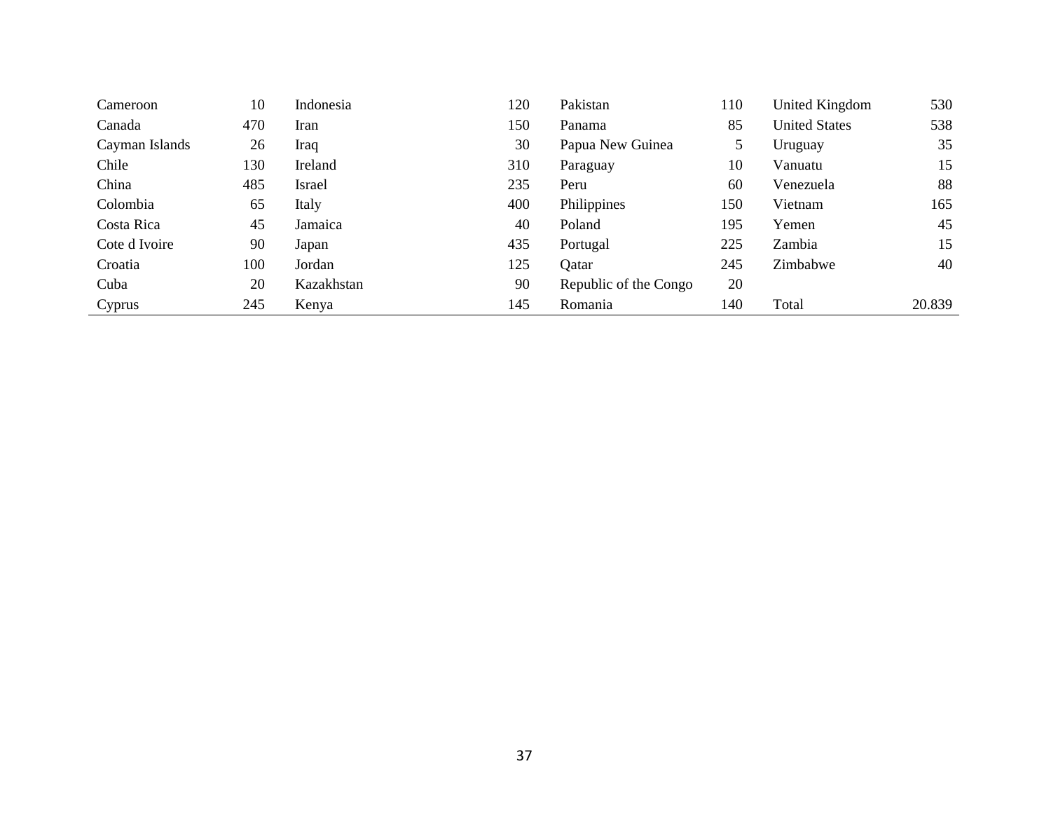| | | | | | | | |
|---|---|---|---|---|---|---|---|
| Cameroon | 10 | Indonesia | 120 | Pakistan | 110 | United Kingdom | 530 |
| Canada | 470 | Iran | 150 | Panama | 85 | United States | 538 |
| Cayman Islands | 26 | Iraq | 30 | Papua New Guinea | 5 | Uruguay | 35 |
| Chile | 130 | Ireland | 310 | Paraguay | 10 | Vanuatu | 15 |
| China | 485 | Israel | 235 | Peru | 60 | Venezuela | 88 |
| Colombia | 65 | Italy | 400 | Philippines | 150 | Vietnam | 165 |
| Costa Rica | 45 | Jamaica | 40 | Poland | 195 | Yemen | 45 |
| Cote d Ivoire | 90 | Japan | 435 | Portugal | 225 | Zambia | 15 |
| Croatia | 100 | Jordan | 125 | Qatar | 245 | Zimbabwe | 40 |
| Cuba | 20 | Kazakhstan | 90 | Republic of the Congo | 20 | | |
| Cyprus | 245 | Kenya | 145 | Romania | 140 | Total | 20.839 |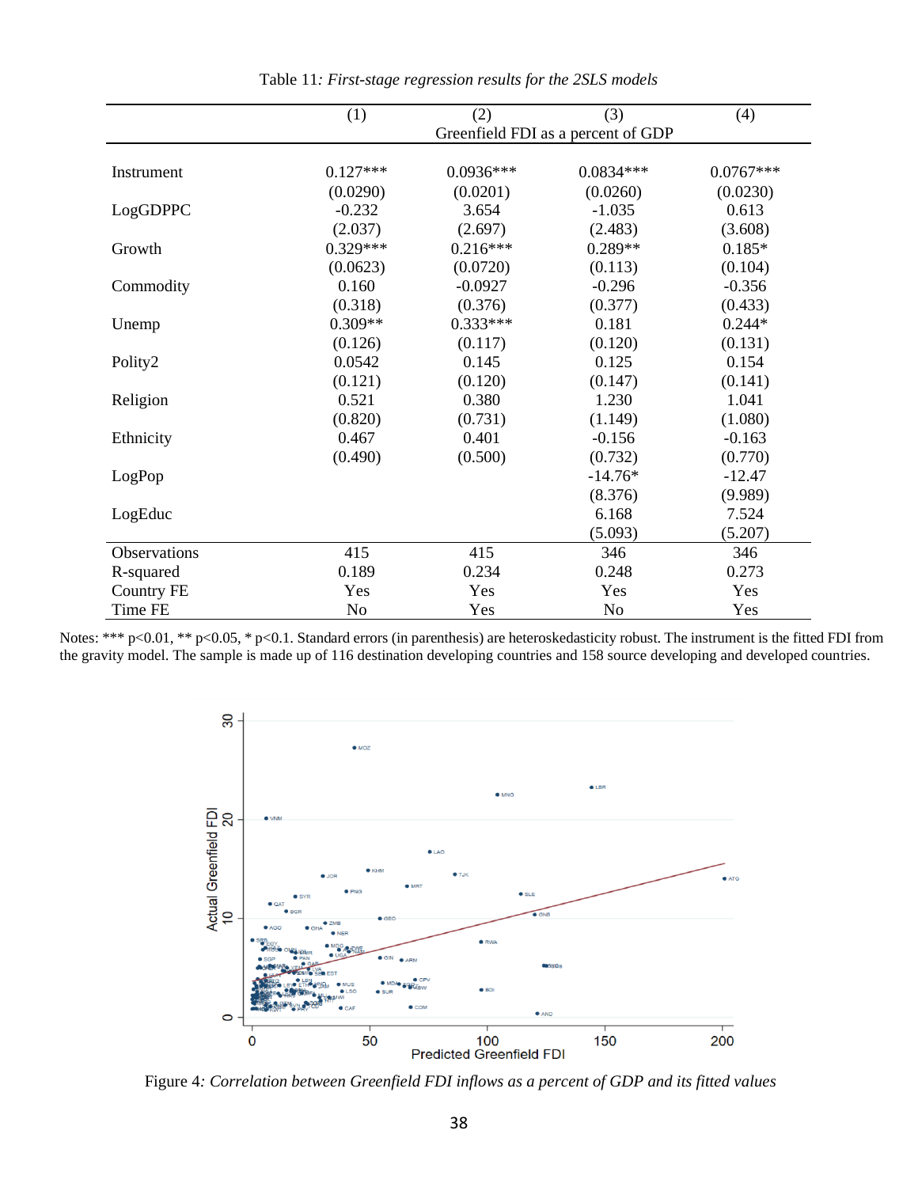Table 11: *First-stage regression results for the 2SLS models*

| | (1) | (2) | (3) | (4) |
|---|---|---|---|---|
| | Greenfield FDI as a percent of GDP | | | |
| Instrument | 0.127*** | 0.0936*** | 0.0834*** | 0.0767*** |
| | (0.0290) | (0.0201) | (0.0260) | (0.0230) |
| LogGDPPC | -0.232 | 3.654 | -1.035 | 0.613 |
| | (2.037) | (2.697) | (2.483) | (3.608) |
| Growth | 0.329*** | 0.216*** | 0.289** | 0.185* |
| | (0.0623) | (0.0720) | (0.113) | (0.104) |
| Commodity | 0.160 | -0.0927 | -0.296 | -0.356 |
| | (0.318) | (0.376) | (0.377) | (0.433) |
| Unemp | 0.309** | 0.333*** | 0.181 | 0.244* |
| | (0.126) | (0.117) | (0.120) | (0.131) |
| Polity2 | 0.0542 | 0.145 | 0.125 | 0.154 |
| | (0.121) | (0.120) | (0.147) | (0.141) |
| Religion | 0.521 | 0.380 | 1.230 | 1.041 |
| | (0.820) | (0.731) | (1.149) | (1.080) |
| Ethnicity | 0.467 | 0.401 | -0.156 | -0.163 |
| | (0.490) | (0.500) | (0.732) | (0.770) |
| LogPop | | | -14.76* | -12.47 |
| | | | (8.376) | (9.989) |
| LogEduc | | | 6.168 | 7.524 |
| | | | (5.093) | (5.207) |
| Observations | 415 | 415 | 346 | 346 |
| R-squared | 0.189 | 0.234 | 0.248 | 0.273 |
| Country FE | Yes | Yes | Yes | Yes |
| Time FE | No | Yes | No | Yes |

Notes: *** p<0.01, ** p<0.05, * p<0.1. Standard errors (in parenthesis) are heteroskedasticity robust. The instrument is the fitted FDI from the gravity model. The sample is made up of 116 destination developing countries and 158 source developing and developed countries.

Actual Greenfield FDI

Predicted Greenfield FDI

Figure 4*: Correlation between Greenfield FDI inflows as a percent of GDP and its fitted values*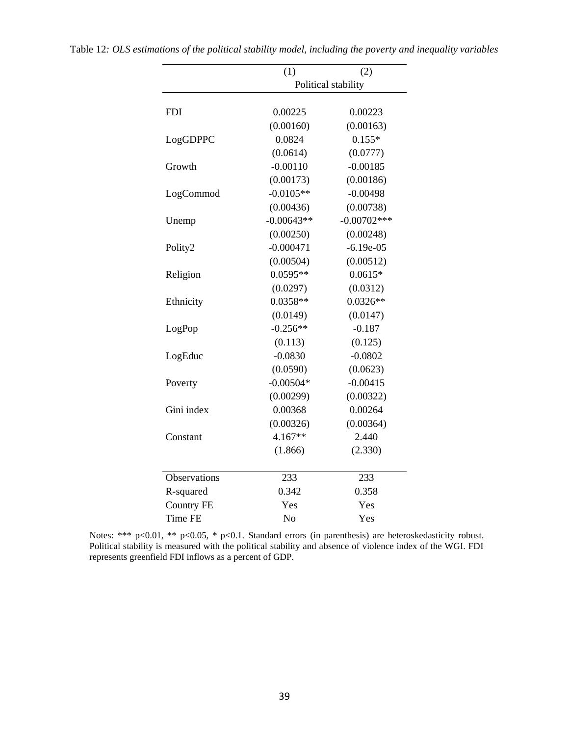Table 12*: OLS estimations of the political stability model, including the poverty and inequality variables*

| | (1) | (2) |
|---|---|---|
| | Political stability | |
| FDI | 0.00225 | 0.00223 |
| | (0.00160) | (0.00163) |
| LogGDPPC | 0.0824 | 0.155* |
| | (0.0614) | (0.0777) |
| Growth | -0.00110 | -0.00185 |
| | (0.00173) | (0.00186) |
| LogCommod | -0.0105** | -0.00498 |
| | (0.00436) | (0.00738) |
| Unemp | -0.00643** | -0.00702*** |
| | (0.00250) | (0.00248) |
| Polity2 | -0.000471 | -6.19e-05 |
| | (0.00504) | (0.00512) |
| Religion | 0.0595** | 0.0615* |
| | (0.0297) | (0.0312) |
| Ethnicity | 0.0358** | 0.0326** |
| | (0.0149) | (0.0147) |
| LogPop | -0.256** | -0.187 |
| | (0.113) | (0.125) |
| LogEduc | -0.0830 | -0.0802 |
| | (0.0590) | (0.0623) |
| Poverty | -0.00504* | -0.00415 |
| | (0.00299) | (0.00322) |
| Gini index | 0.00368 | 0.00264 |
| | (0.00326) | (0.00364) |
| Constant | 4.167** | 2.440 |
| | (1.866) | (2.330) |
| Observations | 233 | 233 |
| R-squared | 0.342 | 0.358 |
| Country FE | Yes | Yes |
| Time FE | No | Yes |

Notes: *** p<0.01, ** p<0.05, * p<0.1. Standard errors (in parenthesis) are heteroskedasticity robust. Political stability is measured with the political stability and absence of violence index of the WGI. FDI represents greenfield FDI inflows as a percent of GDP.